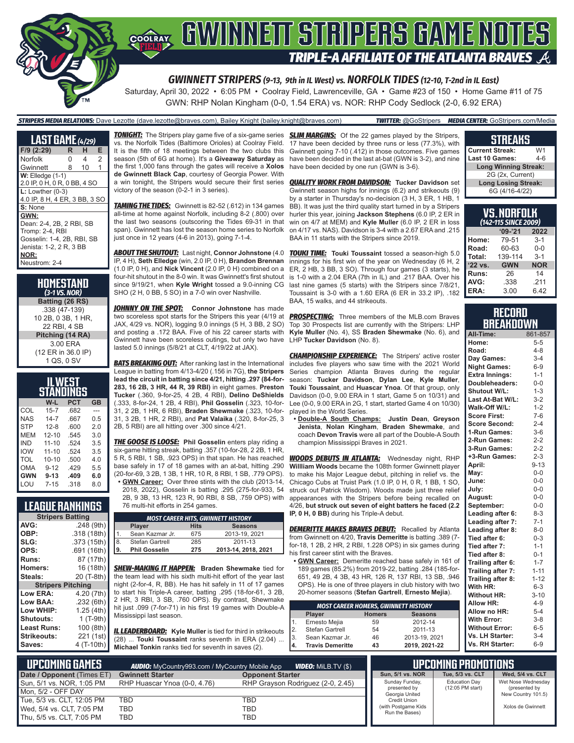# GWINNETT STRIPERS GAME NOTES

## TRIPLE-A AFFILIATE OF THE ATLANTA BRAVES

### GWINNETT STRIPERS (9-13, 9th in IL West) vs. NORFOLK TIDES (12-10, T-2nd in IL East)

Saturday, April 30, 2022 • 6:05 PM • Coolray Field, Lawrenceville, GA • Game #23 of 150 • Home Game #11 of 75

GWN: RHP Nolan Kingham (0-0, 1.54 ERA) vs. NOR: RHP Cody Sedlock (2-0, 6.92 ERA)

**STRIPERS MEDIA RELATIONS:** Dave Lezotte (dave.lezotte@braves.com), Bailey Knight (bailey.knight@braves.com) **TWITTER:** @GoStripers **MEDIA CENTER:** GoStripers.com/Media

## LAST GAME (4/29)

| F/9 (2:29) | R | H | E |
|---|---|---|---|
| Norfolk | 0 | 4 | 2 |
| Gwinnett | 8 | 10 | 1 |

**W:** Elledge (1-1)
2.0 IP, 0 H, 0 R, 0 BB, 4 SO
**L:** Lowther (0-3)
4.0 IP, 8 H, 4 ER, 3 BB, 3 SO
**S:** None
**GWN:**
Dean: 2-4, 2B, 2 RBI, SB
Tromp: 2-4, RBI
Gosselin: 1-4, 2B, RBI, SB
Jenista: 1-2, 2 R, 3 BB
**NOR:**
Neustrom: 2-4

## HOMESTAND
*(3-1 VS. NOR)*

**Batting (26 RS)**
.338 (47-139)
10 2B, 0 3B, 1 HR,
22 RBI, 4 SB
**Pitching (14 RA)**
3.00 ERA
(12 ER in 36.0 IP)
1 QS, 0 SV

## IL WEST STANDINGS

| | W-L | PCT | GB |
|---|---|---|---|
| COL | 15-7 | .682 | --- |
| NAS | 14-7 | .667 | 0.5 |
| STP | 12-8 | .600 | 2.0 |
| MEM | 12-10 | .545 | 3.0 |
| IND | 11-10 | .524 | 3.5 |
| IOW | 11-10 | .524 | 3.5 |
| TOL | 10-10 | .500 | 4.0 |
| OMA | 9-12 | .429 | 5.5 |
| **GWN** | **9-13** | **.409** | **6.0** |
| LOU | 7-15 | .318 | 8.0 |

## LEAGUE RANKINGS

| Stripers Batting | |
|---|---|
| AVG: | .248 (9th) |
| OBP: | .318 (18th) |
| SLG: | .373 (15th) |
| OPS: | .691 (16th) |
| Runs: | 87 (17th) |
| Homers: | 16 (18th) |
| Steals: | 20 (T-8th) |
| **Stripers Pitching** | |
| Low ERA: | 4.20 (7th) |
| Low BAA: | .232 (6th) |
| Low WHIP: | 1.25 (4th) |
| Shutouts: | 1 (T-9th) |
| Least Runs: | 100 (8th) |
| Strikeouts: | 221 (1st) |
| Saves: | 4 (T-10th) |

***TONIGHT:*** The Stripers play game five of a six-game series vs. the Norfolk Tides (Baltimore Orioles) at Coolray Field. It is the fifth of 18 meetings between the two clubs this season (5th of 6G at home). It's a **Giveaway Saturday** as the first 1,000 fans through the gates will receive a **Xolos de Gwinnett Black Cap**, courtesy of Georgia Power. With a win tonight, the Stripers would secure their first series victory of the season (0-2-1 in 3 series).

***TAMING THE TIDES:*** Gwinnett is 82-52 (.612) in 134 games all-time at home against Norfolk, including 8-2 (.800) over the last two seasons (outscoring the Tides 69-31 in that span). Gwinnett has lost the season home series to Norfolk just once in 12 years (4-6 in 2013), going 7-1-4.

***ABOUT THE SHUTOUT:*** Last night, **Connor Johnstone** (4.0 IP, 4 H), **Seth Elledge** (win, 2.0 IP, 0 H), **Brandon Brennan** (1.0 IP, 0 H), and **Nick Vincent** (2.0 IP, 0 H) combined on a four-hit shutout in the 8-0 win. It was Gwinnett's first shutout since 9/19/21, when **Kyle Wright** tossed a 9.0-inning CG SHO (2 H, 0 BB, 5 SO) in a 7-0 win over Nashville.

***JOHNNY ON THE SPOT:*** **Connor Johnstone** has made two scoreless spot starts for the Stripers this year (4/19 at JAX, 4/29 vs. NOR), logging 9.0 innings (5 H, 3 BB, 2 SO) and posting a .172 BAA. Five of his 22 career starts with Gwinnett have been scoreless outings, but only two have lasted 5.0 innings (5/8/21 at CLT, 4/19/22 at JAX).

***BATS BREAKING OUT:*** After ranking last in the International League in batting from 4/13-4/20 (.156 in 7G), **the Stripers lead the circuit in batting since 4/21, hitting .297 (84-for-283, 16 2B, 3 HR, 44 R, 39 RBI)** in eight games. **Preston Tucker** (.360, 9-for-25, 4 2B, 4 RBI), **Delino DeShields** (.333, 8-for-24, 1 2B, 4 RBI), **Phil Gosselin** (.323, 10-for-31, 2 2B, 1 HR, 6 RBI), **Braden Shewmake** (.323, 10-for-31, 3 2B, 1 HR, 2 RBI), and **Pat Valaika** (.320, 8-for-25, 3 2B, 5 RBI) are all hitting over .300 since 4/21.

***THE GOOSE IS LOOSE:*** **Phil Gosselin** enters play riding a six-game hitting streak, batting .357 (10-for-28, 2 2B, 1 HR, 5 R, 5 RBI, 1 SB, .923 OPS) in that span. He has reached base safely in 17 of 18 games with an at-bat, hitting .290 (20-for-69, 3 2B, 1 3B, 1 HR, 10 R, 8 RBI, 1 SB, .779 OPS).

- **GWN Career:** Over three stints with the club (2013-14, 2018, 2022), Gosselin is batting .295 (275-for-933, 54 2B, 9 3B, 13 HR, 123 R, 90 RBI, 8 SB, .759 OPS) with 76 multi-hit efforts in 254 games.

| MOST CAREER HITS, GWINNETT HISTORY | | | |
|---|---|---|---|
| | Player | Hits | Seasons |
| 1. | Sean Kazmar Jr. | 675 | 2013-19, 2021 |
| 8. | Stefan Gartrell | 285 | 2011-13 |
| **9.** | **Phil Gosselin** | **275** | **2013-14, 2018, 2021** |

***SHEW-MAKING IT HAPPEN:*** **Braden Shewmake** tied for the team lead with his sixth multi-hit effort of the year last night (2-for-4, R, BB). He has hit safely in 11 of 17 games to start his Triple-A career, batting .295 (18-for-61, 3 2B, 2 HR, 3 RBI, 3 SB, .760 OPS). By contrast, Shewmake hit just .099 (7-for-71) in his first 19 games with Double-A Mississippi last season.

***IL LEADERBOARD:*** **Kyle Muller** is tied for third in strikeouts (28) ... **Touki Toussaint** ranks seventh in ERA (2.04) ... **Michael Tonkin** ranks tied for seventh in saves (2).

***SLIM MARGINS:*** Of the 22 games played by the Stripers, 17 have been decided by three runs or less (77.3%), with Gwinnett going 7-10 (.412) in those outcomes. Five games have been decided in the last at-bat (GWN is 3-2), and nine have been decided by one run (GWN is 3-6).

***QUALITY WORK FROM DAVIDSON:*** **Tucker Davidson** set Gwinnett season highs for innings (6.2) and strikeouts (9) by a starter in Thursday's no-decision (3 H, 3 ER, 1 HR, 1 BB). It was just the third quality start turned in by a Stripers hurler this year, joining **Jackson Stephens** (6.0 IP, 2 ER in win on 4/7 at MEM) and **Kyle Muller** (6.0 IP, 2 ER in loss on 4/17 vs. NAS). Davidson is 3-4 with a 2.67 ERA and .215 BAA in 11 starts with the Stripers since 2019.

***TOUKI TIME:*** **Touki Toussaint** tossed a season-high 5.0 innings for his first win of the year on Wednesday (6 H, 2 ER, 2 HB, 3 BB, 3 SO). Through four games (3 starts), he is 1-0 with a 2.04 ERA (7th in IL) and .217 BAA. Over his last nine games (5 starts) with the Stripers since 7/8/21, Toussaint is 3-0 with a 1.60 ERA (6 ER in 33.2 IP), .182 BAA, 15 walks, and 44 strikeouts.

***PROSPECTING:*** Three members of the MLB.com Braves Top 30 Prospects list are currently with the Stripers: LHP **Kyle Muller** (No. 4), SS **Braden Shewmake** (No. 6), and LHP **Tucker Davidson** (No. 8).

***CHAMPIONSHIP EXPERIENCE:*** The Stripers' active roster includes five players who saw time with the 2021 World Series champion Atlanta Braves during the regular season: **Tucker Davidson**, **Dylan Lee**, **Kyle Muller**, **Touki Toussaint**, and **Huascar Ynoa**. Of that group, only Davidson (0-0, 9.00 ERA in 1 start, Game 5 on 10/31) and Lee (0-0, 9.00 ERA in 2G, 1 start, started Game 4 on 10/30) played in the World Series.

- **Double-A South Champs:** **Justin Dean**, **Greyson Jenista**, **Nolan Kingham**, **Braden Shewmake**, and coach **Devon Travis** were all part of the Double-A South champion Mississippi Braves in 2021.

***WOODS DEBUTS IN ATLANTA:*** Wednesday night, RHP **Willliam Woods** became the 108th former Gwinnett player to make his Major League debut, pitching in relief vs. the Chicago Cubs at Truist Park (1.0 IP, 0 H, 0 R, 1 BB, 1 SO, struck out Patrick Wisdom). Woods made just three relief appearances with the Stripers before being recalled on 4/26, **but struck out seven of eight batters he faced (2.2 IP, 0 H, 0 BB)** during his Triple-A debut.

***DEMERITTE MAKES BRAVES DEBUT:*** Recalled by Atlanta from Gwinnett on 4/20, **Travis Demeritte** is batting .389 (7-for-18, 1 2B, 2 HR, 2 RBI, 1.228 OPS) in six games during his first career stint with the Braves.

- **GWN Career:** Demeritte reached base safely in 161 of 189 games (85.2%) from 2019-22, batting .284 (185-for-651, 49 2B, 4 3B, 43 HR, 126 R, 137 RBI, 13 SB, .946 OPS). He is one of three players in club history with two 20-homer seasons (**Stefan Gartrell**, **Ernesto Mejia**).

| MOST CAREER HOMERS, GWINNETT HISTORY | | | |
|---|---|---|---|
| | Player | Homers | Seasons |
| 1. | Ernesto Mejia | 59 | 2012-14 |
| 2. | Stefan Gartrell | 54 | 2011-13 |
| 3. | Sean Kazmar Jr. | 46 | 2013-19, 2021 |
| **4.** | **Travis Demeritte** | **43** | **2019, 2021-22** |

## STREAKS

| | |
|---|---|
| Current Streak: | W1 |
| Last 10 Games: | 4-6 |
| **Long Winning Streak:** | |
| 2G (2x, Current) | |
| **Long Losing Streak:** | |
| 6G (4/16-4/22) | |

## VS. NORFOLK
*(142-115 SINCE 2009)*

| | '09-'21 | 2022 |
|---|---|---|
| Home: | 79-51 | 3-1 |
| Road: | 60-63 | 0-0 |
| Total: | 139-114 | 3-1 |
| '22 vs. | GWN | NOR |
| Runs: | 26 | 14 |
| AVG: | .338 | .211 |
| ERA: | 3.00 | 6.42 |

## RECORD BREAKDOWN

| | |
|---|---|
| All-Time: | 861-857 |
| Home: | 5-5 |
| Road: | 4-8 |
| Day Games: | 3-4 |
| Night Games: | 6-9 |
| Extra Innings: | 1-1 |
| Doubleheaders: | 0-0 |
| Shutout W/L: | 1-3 |
| Last At-Bat W/L: | 3-2 |
| Walk-Off W/L: | 1-2 |
| Score First: | 7-6 |
| Score Second: | 2-4 |
| 1-Run Games: | 3-6 |
| 2-Run Games: | 2-2 |
| 3-Run Games: | 2-2 |
| +3-Run Games: | 2-3 |
| April: | 9-13 |
| May: | 0-0 |
| June: | 0-0 |
| July: | 0-0 |
| August: | 0-0 |
| September: | 0-0 |
| Leading after 6: | 8-3 |
| Leading after 7: | 7-1 |
| Leading after 8: | 8-0 |
| Tied after 6: | 0-3 |
| Tied after 7: | 1-1 |
| Tied after 8: | 0-1 |
| Trailing after 6: | 1-7 |
| Trailing after 7: | 1-11 |
| Trailing after 8: | 1-12 |
| With HR: | 6-3 |
| Without HR: | 3-10 |
| Allow HR: | 4-9 |
| Allow no HR: | 5-4 |
| With Error: | 3-8 |
| Without Error: | 6-5 |
| Vs. LH Starter: | 3-4 |
| Vs. RH Starter: | 6-9 |

## UPCOMING GAMES

**AUDIO:** MyCountry993.com / MyCountry Mobile App **VIDEO:** MiLB.TV ($)

| Date / Opponent (Times ET) | Gwinnett Starter | Opponent Starter |
|---|---|---|
| Sun, 5/1 vs. NOR, 1:05 PM | RHP Huascar Ynoa (0-0, 4.76) | RHP Grayson Rodriguez (2-0, 2.45) |
| Mon, 5/2 - OFF DAY | | |
| Tue, 5/3 vs. CLT, 12:05 PM | TBD | TBD |
| Wed, 5/4 vs. CLT, 7:05 PM | TBD | TBD |
| Thu, 5/5 vs. CLT, 7:05 PM | TBD | TBD |

## UPCOMING PROMOTIONS

| Sun, 5/1 vs. NOR | Tue, 5/3 vs. CLT | Wed, 5/4 vs. CLT |
|---|---|---|
| Sunday Funday, presented by Georgia United Credit Union (with Postgame Kids Run the Bases) | Education Day (12:05 PM start) | Wet Nose Wednesday (presented by New Country 101.5) Xolos de Gwinnett |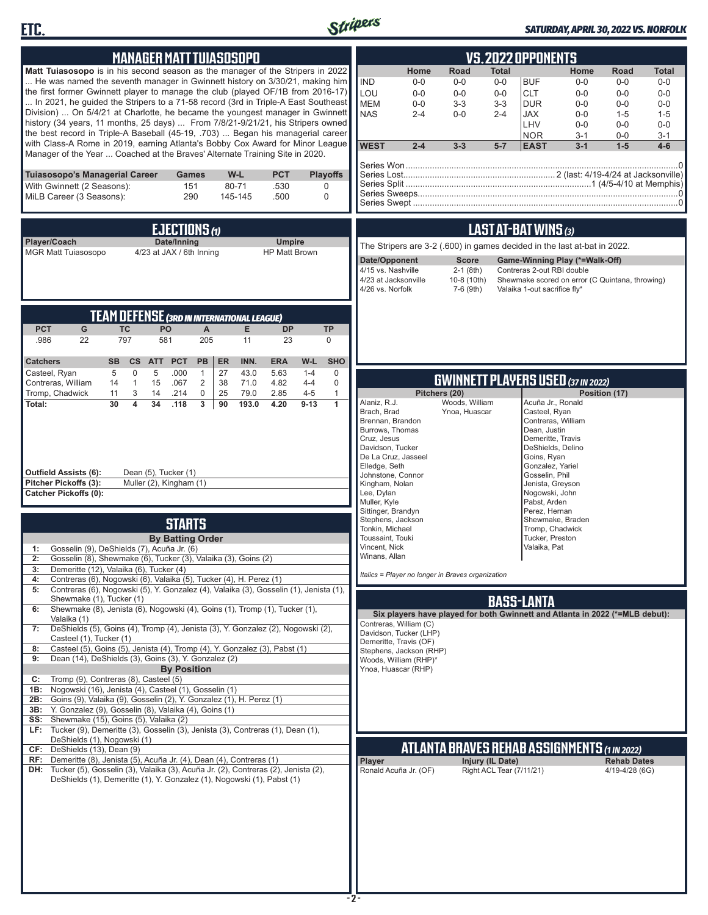## MANAGER MATT TUIASOSOPO

**Matt Tuiasosopo** is in his second season as the manager of the Stripers in 2022 ... He was named the seventh manager in Gwinnett history on 3/30/21, making him the first former Gwinnett player to manage the club (played OF/1B from 2016-17) ... In 2021, he guided the Stripers to a 71-58 record (3rd in Triple-A East Southeast Division) ... On 5/4/21 at Charlotte, he became the youngest manager in Gwinnett history (34 years, 11 months, 25 days) ... From 7/8/21-9/21/21, his Stripers owned the best record in Triple-A Baseball (45-19, .703) ... Began his managerial career with Class-A Rome in 2019, earning Atlanta's Bobby Cox Award for Minor League Manager of the Year ... Coached at the Braves' Alternate Training Site in 2020.

| Tuiasosopo's Managerial Career | Games | W-L | PCT | Playoffs |
|---|---|---|---|---|
| With Gwinnett (2 Seasons): | 151 | 80-71 | .530 | 0 |
| MiLB Career (3 Seasons): | 290 | 145-145 | .500 | 0 |

## EJECTIONS (1)

| Player/Coach | Date/Inning | Umpire |
|---|---|---|
| MGR Matt Tuiasosopo | 4/23 at JAX / 6th Inning | HP Matt Brown |

## TEAM DEFENSE (3RD IN INTERNATIONAL LEAGUE)

| PCT | G | TC | PO | A | E | DP | TP |
|---|---|---|---|---|---|---|---|
| .986 | 22 | 797 | 581 | 205 | 11 | 23 | 0 |

| Catchers | SB | CS | ATT | PCT | PB | ER | INN. | ERA | W-L | SHO |
|---|---|---|---|---|---|---|---|---|---|---|
| Casteel, Ryan | 5 | 0 | 5 | .000 | 1 | 27 | 43.0 | 5.63 | 1-4 | 0 |
| Contreras, William | 14 | 1 | 15 | .067 | 2 | 38 | 71.0 | 4.82 | 4-4 | 0 |
| Tromp, Chadwick | 11 | 3 | 14 | .214 | 0 | 25 | 79.0 | 2.85 | 4-5 | 1 |
| **Total:** | 30 | 4 | 34 | .118 | 3 | 90 | 193.0 | 4.20 | 9-13 | 1 |

**Outfield Assists (6):** Dean (5), Tucker (1)
**Pitcher Pickoffs (3):** Muller (2), Kingham (1)
**Catcher Pickoffs (0):**

## STARTS

**By Batting Order**

| | |
|---|---|
| 1: | Gosselin (9), DeShields (7), Acuña Jr. (6) |
| 2: | Gosselin (8), Shewmake (6), Tucker (3), Valaika (3), Goins (2) |
| 3: | Demeritte (12), Valaika (6), Tucker (4) |
| 4: | Contreras (6), Nogowski (6), Valaika (5), Tucker (4), H. Perez (1) |
| 5: | Contreras (6), Nogowski (5), Y. Gonzalez (4), Valaika (3), Gosselin (1), Jenista (1), Shewmake (1), Tucker (1) |
| 6: | Shewmake (8), Jenista (6), Nogowski (4), Goins (1), Tromp (1), Tucker (1), Valaika (1) |
| 7: | DeShields (5), Goins (4), Tromp (4), Jenista (3), Y. Gonzalez (2), Nogowski (2), Casteel (1), Tucker (1) |
| 8: | Casteel (5), Goins (5), Jenista (4), Tromp (4), Y. Gonzalez (3), Pabst (1) |
| 9: | Dean (14), DeShields (3), Goins (3), Y. Gonzalez (2) |

**By Position**

| | |
|---|---|
| C: | Tromp (9), Contreras (8), Casteel (5) |
| 1B: | Nogowski (16), Jenista (4), Casteel (1), Gosselin (1) |
| 2B: | Goins (9), Valaika (9), Gosselin (2), Y. Gonzalez (1), H. Perez (1) |
| 3B: | Y. Gonzalez (9), Gosselin (8), Valaika (4), Goins (1) |
| SS: | Shewmake (15), Goins (5), Valaika (2) |
| LF: | Tucker (9), Demeritte (3), Gosselin (3), Jenista (3), Contreras (1), Dean (1), DeShields (1), Nogowski (1) |
| CF: | DeShields (13), Dean (9) |
| RF: | Demeritte (8), Jenista (5), Acuña Jr. (4), Dean (4), Contreras (1) |
| DH: | Tucker (5), Gosselin (3), Valaika (3), Acuña Jr. (2), Contreras (2), Jenista (2), DeShields (1), Demeritte (1), Y. Gonzalez (1), Nogowski (1), Pabst (1) |

## VS. 2022 OPPONENTS

| | Home | Road | Total | | Home | Road | Total |
|---|---|---|---|---|---|---|---|
| IND | 0-0 | 0-0 | 0-0 | BUF | 0-0 | 0-0 | 0-0 |
| LOU | 0-0 | 0-0 | 0-0 | CLT | 0-0 | 0-0 | 0-0 |
| MEM | 0-0 | 3-3 | 3-3 | DUR | 0-0 | 0-0 | 0-0 |
| NAS | 2-4 | 0-0 | 2-4 | JAX | 0-0 | 1-5 | 1-5 |
| | | | | LHV | 0-0 | 0-0 | 0-0 |
| | | | | NOR | 3-1 | 0-0 | 3-1 |
| **WEST** | 2-4 | 3-3 | 5-7 | **EAST** | 3-1 | 1-5 | 4-6 |

Series Won: 0
Series Lost: 2 (last: 4/19-4/24 at Jacksonville)
Series Split: 1 (4/5-4/10 at Memphis)
Series Sweeps: 0
Series Swept: 0

## LAST AT-BAT WINS (3)

The Stripers are 3-2 (.600) in games decided in the last at-bat in 2022.

| Date/Opponent | Score | Game-Winning Play (*=Walk-Off) |
|---|---|---|
| 4/15 vs. Nashville | 2-1 (8th) | Contreras 2-out RBI double |
| 4/23 at Jacksonville | 10-8 (10th) | Shewmake scored on error (C Quintana, throwing) |
| 4/26 vs. Norfolk | 7-6 (9th) | Valaika 1-out sacrifice fly* |

## GWINNETT PLAYERS USED (37 IN 2022)

**Pitchers (20):** Alaniz, R.J.; Brach, Brad; Brennan, Brandon; Burrows, Thomas; Cruz, Jesus; Davidson, Tucker; De La Cruz, Jasseel; Elledge, Seth; Johnstone, Connor; Kingham, Nolan; Lee, Dylan; Muller, Kyle; Sittinger, Brandyn; Stephens, Jackson; Tonkin, Michael; Toussaint, Touki; Vincent, Nick; Winans, Allan; Woods, William; Ynoa, Huascar

**Position (17):** Acuña Jr., Ronald; Casteel, Ryan; Contreras, William; Dean, Justin; Demeritte, Travis; DeShields, Delino; Goins, Ryan; Gonzalez, Yariel; Gosselin, Phil; Jenista, Greyson; Nogowski, John; Pabst, Arden; Perez, Hernan; Shewmake, Braden; Tromp, Chadwick; Tucker, Preston; Valaika, Pat

*Italics = Player no longer in Braves organization*

## BASS-LANTA

**Six players have played for both Gwinnett and Atlanta in 2022 (*=MLB debut):**

Contreras, William (C)
Davidson, Tucker (LHP)
Demeritte, Travis (OF)
Stephens, Jackson (RHP)
Woods, William (RHP)*
Ynoa, Huascar (RHP)

## ATLANTA BRAVES REHAB ASSIGNMENTS (1 IN 2022)

| Player | Injury (IL Date) | Rehab Dates |
|---|---|---|
| Ronald Acuña Jr. (OF) | Right ACL Tear (7/11/21) | 4/19-4/28 (6G) |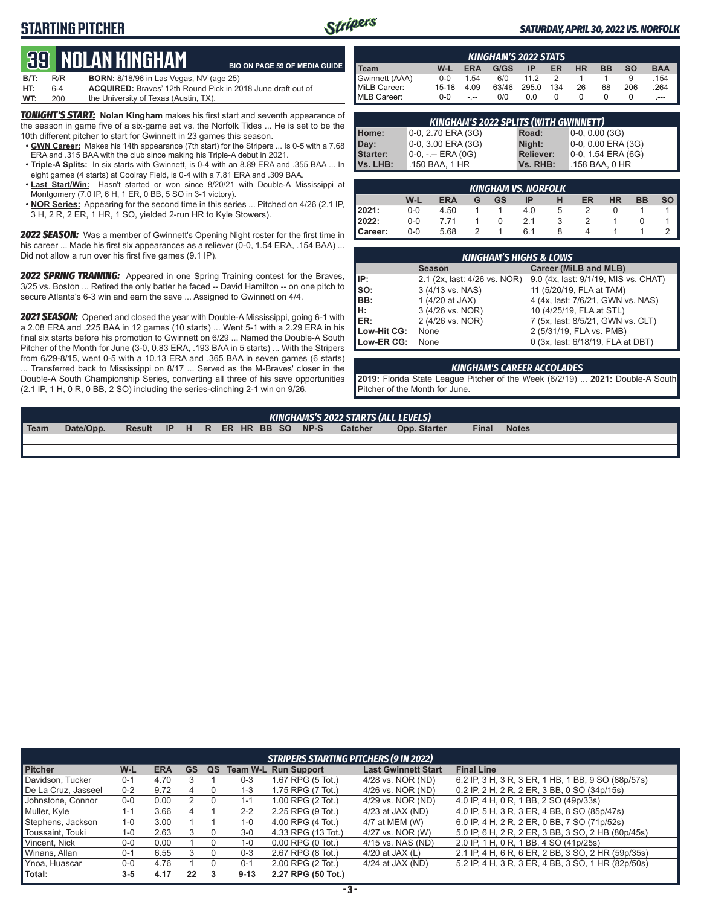## STARTING PITCHER

*SATURDAY, APRIL 30, 2022 VS. NORFOLK*

# 39 NOLAN KINGHAM

BIO ON PAGE 59 OF MEDIA GUIDE

| | | | |
|---|---|---|---|
| B/T: | R/R | BORN: | 8/18/96 in Las Vegas, NV (age 25) |
| HT: | 6-4 | ACQUIRED: | Braves' 12th Round Pick in 2018 June draft out of |
| WT: | 200 | | the University of Texas (Austin, TX). |

***TONIGHT'S START:*** **Nolan Kingham** makes his first start and seventh appearance of the season in game five of a six-game set vs. the Norfolk Tides ... He is set to be the 10th different pitcher to start for Gwinnett in 23 games this season.

- **GWN Career:** Makes his 14th appearance (7th start) for the Stripers ... Is 0-5 with a 7.68 ERA and .315 BAA with the club since making his Triple-A debut in 2021.
- **Triple-A Splits:** In six starts with Gwinnett, is 0-4 with an 8.89 ERA and .355 BAA ... In eight games (4 starts) at Coolray Field, is 0-4 with a 7.81 ERA and .309 BAA.
- **Last Start/Win:** Hasn't started or won since 8/20/21 with Double-A Mississippi at Montgomery (7.0 IP, 6 H, 1 ER, 0 BB, 5 SO in 3-1 victory).
- **NOR Series:** Appearing for the second time in this series ... Pitched on 4/26 (2.1 IP, 3 H, 2 R, 2 ER, 1 HR, 1 SO, yielded 2-run HR to Kyle Stowers).

***2022 SEASON:*** Was a member of Gwinnett's Opening Night roster for the first time in his career ... Made his first six appearances as a reliever (0-0, 1.54 ERA, .154 BAA) ... Did not allow a run over his first five games (9.1 IP).

***2022 SPRING TRAINING:*** Appeared in one Spring Training contest for the Braves, 3/25 vs. Boston ... Retired the only batter he faced -- David Hamilton -- on one pitch to secure Atlanta's 6-3 win and earn the save ... Assigned to Gwinnett on 4/4.

***2021 SEASON:*** Opened and closed the year with Double-A Mississippi, going 6-1 with a 2.08 ERA and .225 BAA in 12 games (10 starts) ... Went 5-1 with a 2.29 ERA in his final six starts before his promotion to Gwinnett on 6/29 ... Named the Double-A South Pitcher of the Month for June (3-0, 0.83 ERA, .193 BAA in 5 starts) ... With the Stripers from 6/29-8/15, went 0-5 with a 10.13 ERA and .365 BAA in seven games (6 starts) ... Transferred back to Mississippi on 8/17 ... Served as the M-Braves' closer in the Double-A South Championship Series, converting all three of his save opportunities (2.1 IP, 1 H, 0 R, 0 BB, 2 SO) including the series-clinching 2-1 win on 9/26.

### KINGHAM'S 2022 STATS

| Team | W-L | ERA | G/GS | IP | ER | HR | BB | SO | BAA |
|---|---|---|---|---|---|---|---|---|---|
| Gwinnett (AAA) | 0-0 | 1.54 | 6/0 | 11.2 | 2 | 1 | 1 | 9 | .154 |
| MiLB Career: | 15-18 | 4.09 | 63/46 | 295.0 | 134 | 26 | 68 | 206 | .264 |
| MLB Career: | 0-0 | -.-- | 0/0 | 0.0 | 0 | 0 | 0 | 0 | .--- |

### KINGHAM'S 2022 SPLITS (WITH GWINNETT)

| | | | |
|---|---|---|---|
| Home: | 0-0, 2.70 ERA (3G) | Road: | 0-0, 0.00 (3G) |
| Day: | 0-0, 3.00 ERA (3G) | Night: | 0-0, 0.00 ERA (3G) |
| Starter: | 0-0, -.-- ERA (0G) | Reliever: | 0-0, 1.54 ERA (6G) |
| Vs. LHB: | .150 BAA, 1 HR | Vs. RHB: | .158 BAA, 0 HR |

### KINGHAM VS. NORFOLK

| | W-L | ERA | G | GS | IP | H | ER | HR | BB | SO |
|---|---|---|---|---|---|---|---|---|---|---|
| 2021: | 0-0 | 4.50 | 1 | 1 | 4.0 | 5 | 2 | 0 | 1 | 1 |
| 2022: | 0-0 | 7.71 | 1 | 0 | 2.1 | 3 | 2 | 1 | 0 | 1 |
| Career: | 0-0 | 5.68 | 2 | 1 | 6.1 | 8 | 4 | 1 | 1 | 2 |

### KINGHAM'S HIGHS & LOWS

| | Season | Career (MiLB and MLB) |
|---|---|---|
| IP: | 2.1 (2x, last: 4/26 vs. NOR) | 9.0 (4x, last: 9/1/19, MIS vs. CHAT) |
| SO: | 3 (4/13 vs. NAS) | 11 (5/20/19, FLA at TAM) |
| BB: | 1 (4/20 at JAX) | 4 (4x, last: 7/6/21, GWN vs. NAS) |
| H: | 3 (4/26 vs. NOR) | 10 (4/25/19, FLA at STL) |
| ER: | 2 (4/26 vs. NOR) | 7 (5x, last: 8/5/21, GWN vs. CLT) |
| Low-Hit CG: | None | 2 (5/31/19, FLA vs. PMB) |
| Low-ER CG: | None | 0 (3x, last: 6/18/19, FLA at DBT) |

### KINGHAM'S CAREER ACCOLADES

**2019:** Florida State League Pitcher of the Week (6/2/19) ... **2021:** Double-A South Pitcher of the Month for June.

### KINGHAMS'S 2022 STARTS (ALL LEVELS)

| Team | Date/Opp. | Result | IP | H | R | ER | HR | BB | SO | NP-S | Catcher | Opp. Starter | Final | Notes |
|---|---|---|---|---|---|---|---|---|---|---|---|---|---|---|
| | | | | | | | | | | | | | | |

### STRIPERS STARTING PITCHERS (9 IN 2022)

| Pitcher | W-L | ERA | GS | QS | Team W-L | Run Support | Last Gwinnett Start | Final Line |
|---|---|---|---|---|---|---|---|---|
| Davidson, Tucker | 0-1 | 4.70 | 3 | 1 | 0-3 | 1.67 RPG (5 Tot.) | 4/28 vs. NOR (ND) | 6.2 IP, 3 H, 3 R, 3 ER, 1 HB, 1 BB, 9 SO (88p/57s) |
| De La Cruz, Jasseel | 0-2 | 9.72 | 4 | 0 | 1-3 | 1.75 RPG (7 Tot.) | 4/26 vs. NOR (ND) | 0.2 IP, 2 H, 2 R, 2 ER, 3 BB, 0 SO (34p/15s) |
| Johnstone, Connor | 0-0 | 0.00 | 2 | 0 | 1-1 | 1.00 RPG (2 Tot.) | 4/29 vs. NOR (ND) | 4.0 IP, 4 H, 0 R, 1 BB, 2 SO (49p/33s) |
| Muller, Kyle | 1-1 | 3.66 | 4 | 1 | 2-2 | 2.25 RPG (9 Tot.) | 4/23 at JAX (ND) | 4.0 IP, 5 H, 3 R, 3 ER, 4 BB, 8 SO (85p/47s) |
| Stephens, Jackson | 1-0 | 3.00 | 1 | 1 | 1-0 | 4.00 RPG (4 Tot.) | 4/7 at MEM (W) | 6.0 IP, 4 H, 2 R, 2 ER, 0 BB, 7 SO (71p/52s) |
| Toussaint, Touki | 1-0 | 2.63 | 3 | 0 | 3-0 | 4.33 RPG (13 Tot.) | 4/27 vs. NOR (W) | 5.0 IP, 6 H, 2 R, 2 ER, 3 BB, 3 SO, 2 HB (80p/45s) |
| Vincent, Nick | 0-0 | 0.00 | 1 | 0 | 1-0 | 0.00 RPG (0 Tot.) | 4/15 vs. NAS (ND) | 2.0 IP, 1 H, 0 R, 1 BB, 4 SO (41p/25s) |
| Winans, Allan | 0-1 | 6.55 | 3 | 0 | 0-3 | 2.67 RPG (8 Tot.) | 4/20 at JAX (L) | 2.1 IP, 4 H, 6 R, 6 ER, 2 BB, 3 SO, 2 HR (59p/35s) |
| Ynoa, Huascar | 0-0 | 4.76 | 1 | 0 | 0-1 | 2.00 RPG (2 Tot.) | 4/24 at JAX (ND) | 5.2 IP, 4 H, 3 R, 3 ER, 4 BB, 3 SO, 1 HR (82p/50s) |
| Total: | 3-5 | 4.17 | 22 | 3 | 9-13 | 2.27 RPG (50 Tot.) | | |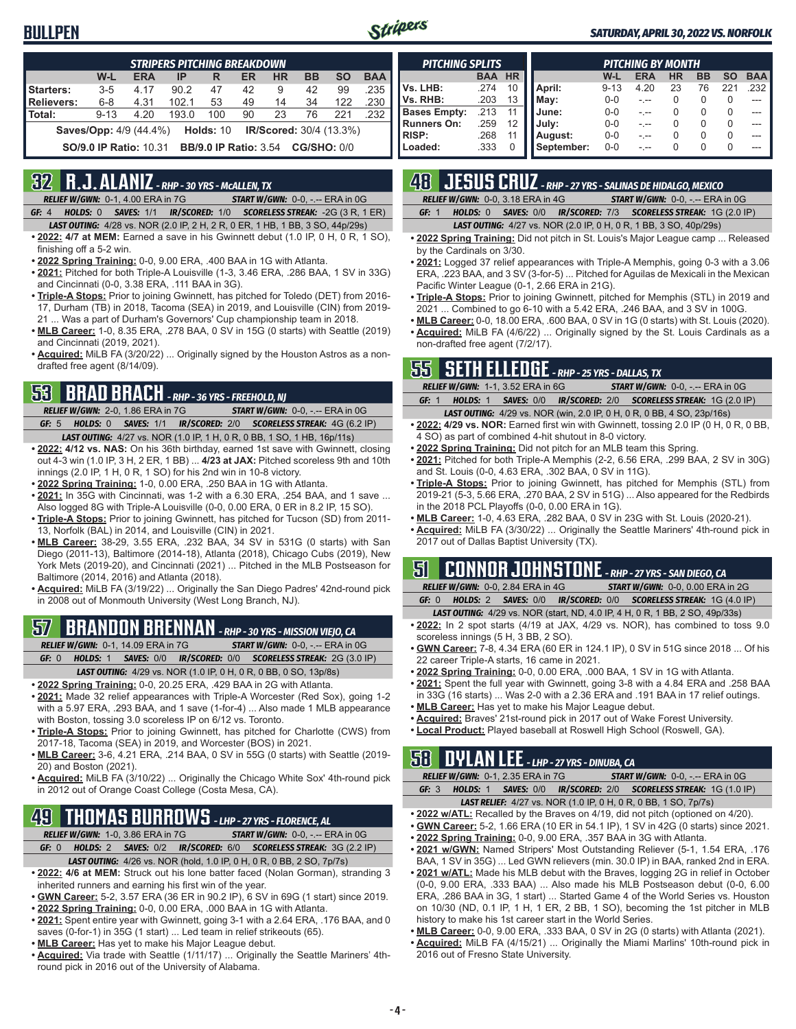# BULLPEN

*SATURDAY, APRIL 30, 2022 VS. NORFOLK*

| STRIPERS PITCHING BREAKDOWN | W-L | ERA | IP | R | ER | HR | BB | SO | BAA |
|---|---|---|---|---|---|---|---|---|---|
| Starters: | 3-5 | 4.17 | 90.2 | 47 | 42 | 9 | 42 | 99 | .235 |
| Relievers: | 6-8 | 4.31 | 102.1 | 53 | 49 | 14 | 34 | 122 | .230 |
| Total: | 9-13 | 4.20 | 193.0 | 100 | 90 | 23 | 76 | 221 | .232 |

**Saves/Opp:** 4/9 (44.4%) **Holds:** 10 **IR/Scored:** 30/4 (13.3%)
**SO/9.0 IP Ratio:** 10.31 **BB/9.0 IP Ratio:** 3.54 **CG/SHO:** 0/0

| PITCHING SPLITS | BAA | HR |
|---|---|---|
| Vs. LHB: | .274 | 10 |
| Vs. RHB: | .203 | 13 |
| Bases Empty: | .213 | 11 |
| Runners On: | .259 | 12 |
| RISP: | .268 | 11 |
| Loaded: | .333 | 0 |

| PITCHING BY MONTH | W-L | ERA | HR | BB | SO | BAA |
|---|---|---|---|---|---|---|
| April: | 9-13 | 4.20 | 23 | 76 | 221 | .232 |
| May: | 0-0 | -.-- | 0 | 0 | 0 | --- |
| June: | 0-0 | -.-- | 0 | 0 | 0 | --- |
| July: | 0-0 | -.-- | 0 | 0 | 0 | --- |
| August: | 0-0 | -.-- | 0 | 0 | 0 | --- |
| September: | 0-0 | -.-- | 0 | 0 | 0 | --- |

## 32 R.J. ALANIZ - RHP - 30 YRS - McALLEN, TX

**RELIEF W/GWN:** 0-1, 4.00 ERA in 7G **START W/GWN:** 0-0, -.-- ERA in 0G
**GF:** 4 **HOLDS:** 0 **SAVES:** 1/1 **IR/SCORED:** 1/0 **SCORELESS STREAK:** -2G (3 R, 1 ER)
**LAST OUTING:** 4/28 vs. NOR (2.0 IP, 2 H, 2 R, 0 ER, 1 HB, 1 BB, 3 SO, 44p/29s)

- **2022: 4/7 at MEM:** Earned a save in his Gwinnett debut (1.0 IP, 0 H, 0 R, 1 SO), finishing off a 5-2 win.
- **2022 Spring Training:** 0-0, 9.00 ERA, .400 BAA in 1G with Atlanta.
- **2021:** Pitched for both Triple-A Louisville (1-3, 3.46 ERA, .286 BAA, 1 SV in 33G) and Cincinnati (0-0, 3.38 ERA, .111 BAA in 3G).
- **Triple-A Stops:** Prior to joining Gwinnett, has pitched for Toledo (DET) from 2016-17, Durham (TB) in 2018, Tacoma (SEA) in 2019, and Louisville (CIN) from 2019-21 ... Was a part of Durham's Governors' Cup championship team in 2018.
- **MLB Career:** 1-0, 8.35 ERA, .278 BAA, 0 SV in 15G (0 starts) with Seattle (2019) and Cincinnati (2019, 2021).
- **Acquired:** MiLB FA (3/20/22) ... Originally signed by the Houston Astros as a non-drafted free agent (8/14/09).

## 53 BRAD BRACH - RHP - 36 YRS - FREEHOLD, NJ

**RELIEF W/GWN:** 2-0, 1.86 ERA in 7G **START W/GWN:** 0-0, -.-- ERA in 0G
**GF:** 5 **HOLDS:** 0 **SAVES:** 1/1 **IR/SCORED:** 2/0 **SCORELESS STREAK:** 4G (6.2 IP)
**LAST OUTING:** 4/27 vs. NOR (1.0 IP, 1 H, 0 R, 0 BB, 1 SO, 1 HB, 16p/11s)

- **2022: 4/12 vs. NAS:** On his 36th birthday, earned 1st save with Gwinnett, closing out 4-3 win (1.0 IP, 3 H, 2 ER, 1 BB) ... **4/23 at JAX:** Pitched scoreless 9th and 10th innings (2.0 IP, 1 H, 0 R, 1 SO) for his 2nd win in 10-8 victory.
- **2022 Spring Training:** 1-0, 0.00 ERA, .250 BAA in 1G with Atlanta.
- **2021:** In 35G with Cincinnati, was 1-2 with a 6.30 ERA, .254 BAA, and 1 save ... Also logged 8G with Triple-A Louisville (0-0, 0.00 ERA, 0 ER in 8.2 IP, 15 SO).
- **Triple-A Stops:** Prior to joining Gwinnett, has pitched for Tucson (SD) from 2011-13, Norfolk (BAL) in 2014, and Louisville (CIN) in 2021.
- **MLB Career:** 38-29, 3.55 ERA, .232 BAA, 34 SV in 531G (0 starts) with San Diego (2011-13), Baltimore (2014-18), Atlanta (2018), Chicago Cubs (2019), New York Mets (2019-20), and Cincinnati (2021) ... Pitched in the MLB Postseason for Baltimore (2014, 2016) and Atlanta (2018).
- **Acquired:** MiLB FA (3/19/22) ... Originally the San Diego Padres' 42nd-round pick in 2008 out of Monmouth University (West Long Branch, NJ).

## 57 BRANDON BRENNAN - RHP - 30 YRS - MISSION VIEJO, CA

**RELIEF W/GWN:** 0-1, 14.09 ERA in 7G **START W/GWN:** 0-0, -.-- ERA in 0G
**GF:** 0 **HOLDS:** 1 **SAVES:** 0/0 **IR/SCORED:** 0/0 **SCORELESS STREAK:** 2G (3.0 IP)
**LAST OUTING:** 4/29 vs. NOR (1.0 IP, 0 H, 0 R, 0 BB, 0 SO, 13p/8s)

- **2022 Spring Training:** 0-0, 20.25 ERA, .429 BAA in 2G with Atlanta.
- **2021:** Made 32 relief appearances with Triple-A Worcester (Red Sox), going 1-2 with a 5.97 ERA, .293 BAA, and 1 save (1-for-4) ... Also made 1 MLB appearance with Boston, tossing 3.0 scoreless IP on 6/12 vs. Toronto.
- **Triple-A Stops:** Prior to joining Gwinnett, has pitched for Charlotte (CWS) from 2017-18, Tacoma (SEA) in 2019, and Worcester (BOS) in 2021.
- **MLB Career:** 3-6, 4.21 ERA, .214 BAA, 0 SV in 55G (0 starts) with Seattle (2019-20) and Boston (2021).
- **Acquired:** MiLB FA (3/10/22) ... Originally the Chicago White Sox' 4th-round pick in 2012 out of Orange Coast College (Costa Mesa, CA).

## 49 THOMAS BURROWS - LHP - 27 YRS - FLORENCE, AL

**RELIEF W/GWN:** 1-0, 3.86 ERA in 7G **START W/GWN:** 0-0, -.-- ERA in 0G
**GF:** 0 **HOLDS:** 2 **SAVES:** 0/2 **IR/SCORED:** 6/0 **SCORELESS STREAK:** 2G (2.2 IP)
**LAST OUTING:** 4/26 vs. NOR (hold, 1.0 IP, 0 H, 0 R, 0 BB, 2 SO, 7p/7s)

- **2022: 4/6 at MEM:** Struck out his lone batter faced (Nolan Gorman), stranding 3 inherited runners and earning his first win of the year.
- **GWN Career:** 5-2, 3.57 ERA (36 ER in 90.2 IP), 6 SV in 69G (1 start) since 2019.
- **2022 Spring Training:** 0-0, 0.00 ERA, .000 BAA in 1G with Atlanta.
- **2021:** Spent entire year with Gwinnett, going 3-1 with a 2.64 ERA, .176 BAA, and 0 saves (0-for-1) in 35G (1 start) ... Led team in relief strikeouts (65).
- **MLB Career:** Has yet to make his Major League debut.
- **Acquired:** Via trade with Seattle (1/11/17) ... Originally the Seattle Mariners' 4th-round pick in 2016 out of the University of Alabama.

## 48 JESUS CRUZ - RHP - 27 YRS - SALINAS DE HIDALGO, MEXICO

**RELIEF W/GWN:** 0-0, 3.18 ERA in 4G **START W/GWN:** 0-0, -.-- ERA in 0G
**GF:** 1 **HOLDS:** 0 **SAVES:** 0/0 **IR/SCORED:** 7/3 **SCORELESS STREAK:** 1G (2.0 IP)
**LAST OUTING:** 4/27 vs. NOR (2.0 IP, 0 H, 0 R, 1 BB, 3 SO, 40p/29s)

- **2022 Spring Training:** Did not pitch in St. Louis's Major League camp ... Released by the Cardinals on 3/30.
- **2021:** Logged 37 relief appearances with Triple-A Memphis, going 0-3 with a 3.06 ERA, .223 BAA, and 3 SV (3-for-5) ... Pitched for Aguilas de Mexicali in the Mexican Pacific Winter League (0-1, 2.66 ERA in 21G).
- **Triple-A Stops:** Prior to joining Gwinnett, pitched for Memphis (STL) in 2019 and 2021 ... Combined to go 6-10 with a 5.42 ERA, .246 BAA, and 3 SV in 100G.
- **MLB Career:** 0-0, 18.00 ERA, .600 BAA, 0 SV in 1G (0 starts) with St. Louis (2020).
- **Acquired:** MiLB FA (4/6/22) ... Originally signed by the St. Louis Cardinals as a non-drafted free agent (7/2/17).

## 55 SETH ELLEDGE - RHP - 25 YRS - DALLAS, TX

**RELIEF W/GWN:** 1-1, 3.52 ERA in 6G **START W/GWN:** 0-0, -.-- ERA in 0G
**GF:** 1 **HOLDS:** 1 **SAVES:** 0/0 **IR/SCORED:** 2/0 **SCORELESS STREAK:** 1G (2.0 IP)
**LAST OUTING:** 4/29 vs. NOR (win, 2.0 IP, 0 H, 0 R, 0 BB, 4 SO, 23p/16s)

- **2022: 4/29 vs. NOR:** Earned first win with Gwinnett, tossing 2.0 IP (0 H, 0 R, 0 BB, 4 SO) as part of combined 4-hit shutout in 8-0 victory.
- **2022 Spring Training:** Did not pitch for an MLB team this Spring.
- **2021:** Pitched for both Triple-A Memphis (2-2, 6.56 ERA, .299 BAA, 2 SV in 30G) and St. Louis (0-0, 4.63 ERA, .302 BAA, 0 SV in 11G).
- **Triple-A Stops:** Prior to joining Gwinnett, has pitched for Memphis (STL) from 2019-21 (5-3, 5.66 ERA, .270 BAA, 2 SV in 51G) ... Also appeared for the Redbirds in the 2018 PCL Playoffs (0-0, 0.00 ERA in 1G).
- **MLB Career:** 1-0, 4.63 ERA, .282 BAA, 0 SV in 23G with St. Louis (2020-21).
- **Acquired:** MiLB FA (3/30/22) ... Originally the Seattle Mariners' 4th-round pick in 2017 out of Dallas Baptist University (TX).

## 51 CONNOR JOHNSTONE - RHP - 27 YRS - SAN DIEGO, CA

**RELIEF W/GWN:** 0-0, 2.84 ERA in 4G **START W/GWN:** 0-0, 0.00 ERA in 2G
**GF:** 0 **HOLDS:** 2 **SAVES:** 0/0 **IR/SCORED:** 0/0 **SCORELESS STREAK:** 1G (4.0 IP)
**LAST OUTING:** 4/29 vs. NOR (start, ND, 4.0 IP, 4 H, 0 R, 1 BB, 2 SO, 49p/33s)

- **2022:** In 2 spot starts (4/19 at JAX, 4/29 vs. NOR), has combined to toss 9.0 scoreless innings (5 H, 3 BB, 2 SO).
- **GWN Career:** 7-8, 4.34 ERA (60 ER in 124.1 IP), 0 SV in 51G since 2018 ... Of his 22 career Triple-A starts, 16 came in 2021.
- **2022 Spring Training:** 0-0, 0.00 ERA, .000 BAA, 1 SV in 1G with Atlanta.
- **2021:** Spent the full year with Gwinnett, going 3-8 with a 4.84 ERA and .258 BAA in 33G (16 starts) ... Was 2-0 with a 2.36 ERA and .191 BAA in 17 relief outings.
- **MLB Career:** Has yet to make his Major League debut.
- **Acquired:** Braves' 21st-round pick in 2017 out of Wake Forest University.
- **Local Product:** Played baseball at Roswell High School (Roswell, GA).

## 58 DYLAN LEE - LHP - 27 YRS - DINUBA, CA

**RELIEF W/GWN:** 0-1, 2.35 ERA in 7G **START W/GWN:** 0-0, -.-- ERA in 0G
**GF:** 3 **HOLDS:** 1 **SAVES:** 0/0 **IR/SCORED:** 2/0 **SCORELESS STREAK:** 1G (1.0 IP)
**LAST RELIEF:** 4/27 vs. NOR (1.0 IP, 0 H, 0 R, 0 BB, 1 SO, 7p/7s)

- **2022 w/ATL:** Recalled by the Braves on 4/19, did not pitch (optioned on 4/20).
- **GWN Career:** 5-2, 1.66 ERA (10 ER in 54.1 IP), 1 SV in 42G (0 starts) since 2021.
- **2022 Spring Training:** 0-0, 9.00 ERA, .357 BAA in 3G with Atlanta.
- **2021 w/GWN:** Named Stripers' Most Outstanding Reliever (5-1, 1.54 ERA, .176 BAA, 1 SV in 35G) ... Led GWN relievers (min. 30.0 IP) in BAA, ranked 2nd in ERA.
- **2021 w/ATL:** Made his MLB debut with the Braves, logging 2G in relief in October (0-0, 9.00 ERA, .333 BAA) ... Also made his MLB Postseason debut (0-0, 6.00 ERA, .286 BAA in 3G, 1 start) ... Started Game 4 of the World Series vs. Houston on 10/30 (ND, 0.1 IP, 1 H, 1 ER, 2 BB, 1 SO), becoming the 1st pitcher in MLB history to make his 1st career start in the World Series.
- **MLB Career:** 0-0, 9.00 ERA, .333 BAA, 0 SV in 2G (0 starts) with Atlanta (2021).
- **Acquired:** MiLB FA (4/15/21) ... Originally the Miami Marlins' 10th-round pick in 2016 out of Fresno State University.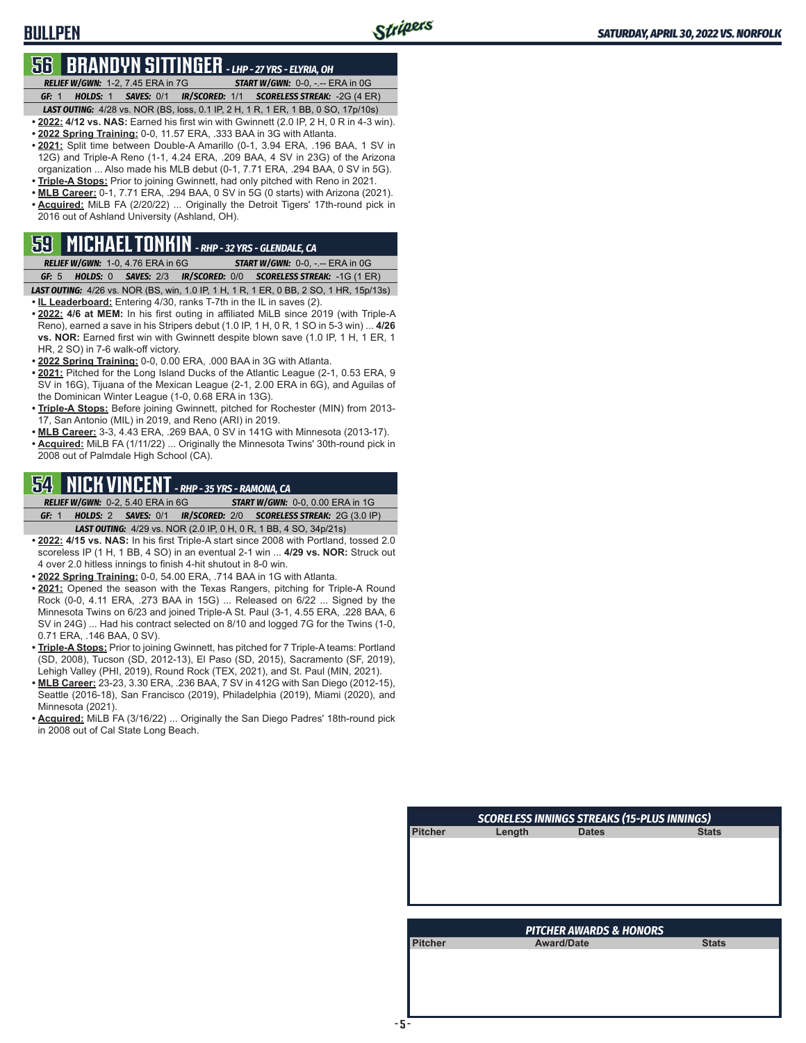# BULLPEN

## 56 BRANDYN SITTINGER - LHP - 27 YRS - ELYRIA, OH

**RELIEF W/GWN:** 1-2, 7.45 ERA in 7G **START W/GWN:** 0-0, -.-- ERA in 0G

**GF:** 1 **HOLDS:** 1 **SAVES:** 0/1 **IR/SCORED:** 1/1 **SCORELESS STREAK:** -2G (4 ER)

**LAST OUTING:** 4/28 vs. NOR (BS, loss, 0.1 IP, 2 H, 1 R, 1 ER, 1 BB, 0 SO, 17p/10s)

- **2022: 4/12 vs. NAS:** Earned his first win with Gwinnett (2.0 IP, 2 H, 0 R in 4-3 win).
- **2022 Spring Training:** 0-0, 11.57 ERA, .333 BAA in 3G with Atlanta.
- **2021:** Split time between Double-A Amarillo (0-1, 3.94 ERA, .196 BAA, 1 SV in 12G) and Triple-A Reno (1-1, 4.24 ERA, .209 BAA, 4 SV in 23G) of the Arizona organization ... Also made his MLB debut (0-1, 7.71 ERA, .294 BAA, 0 SV in 5G).
- **Triple-A Stops:** Prior to joining Gwinnett, had only pitched with Reno in 2021.
- **MLB Career:** 0-1, 7.71 ERA, .294 BAA, 0 SV in 5G (0 starts) with Arizona (2021).
- **Acquired:** MiLB FA (2/20/22) ... Originally the Detroit Tigers' 17th-round pick in 2016 out of Ashland University (Ashland, OH).

## 59 MICHAEL TONKIN - RHP - 32 YRS - GLENDALE, CA

**RELIEF W/GWN:** 1-0, 4.76 ERA in 6G **START W/GWN:** 0-0, -.-- ERA in 0G

**GF:** 5 **HOLDS:** 0 **SAVES:** 2/3 **IR/SCORED:** 0/0 **SCORELESS STREAK:** -1G (1 ER)

**LAST OUTING:** 4/26 vs. NOR (BS, win, 1.0 IP, 1 H, 1 R, 1 ER, 0 BB, 2 SO, 1 HR, 15p/13s)

- **IL Leaderboard:** Entering 4/30, ranks T-7th in the IL in saves (2).
- **2022: 4/6 at MEM:** In his first outing in affiliated MiLB since 2019 (with Triple-A Reno), earned a save in his Stripers debut (1.0 IP, 1 H, 0 R, 1 SO in 5-3 win) ... **4/26 vs. NOR:** Earned first win with Gwinnett despite blown save (1.0 IP, 1 H, 1 ER, 1 HR, 2 SO) in 7-6 walk-off victory.
- **2022 Spring Training:** 0-0, 0.00 ERA, .000 BAA in 3G with Atlanta.
- **2021:** Pitched for the Long Island Ducks of the Atlantic League (2-1, 0.53 ERA, 9 SV in 16G), Tijuana of the Mexican League (2-1, 2.00 ERA in 6G), and Aguilas of the Dominican Winter League (1-0, 0.68 ERA in 13G).
- **Triple-A Stops:** Before joining Gwinnett, pitched for Rochester (MIN) from 2013-17, San Antonio (MIL) in 2019, and Reno (ARI) in 2019.
- **MLB Career:** 3-3, 4.43 ERA, .269 BAA, 0 SV in 141G with Minnesota (2013-17).
- **Acquired:** MiLB FA (1/11/22) ... Originally the Minnesota Twins' 30th-round pick in 2008 out of Palmdale High School (CA).

## 54 NICK VINCENT - RHP - 35 YRS - RAMONA, CA

**RELIEF W/GWN:** 0-2, 5.40 ERA in 6G **START W/GWN:** 0-0, 0.00 ERA in 1G

**GF:** 1 **HOLDS:** 2 **SAVES:** 0/1 **IR/SCORED:** 2/0 **SCORELESS STREAK:** 2G (3.0 IP)

**LAST OUTING:** 4/29 vs. NOR (2.0 IP, 0 H, 0 R, 1 BB, 4 SO, 34p/21s)

- **2022: 4/15 vs. NAS:** In his first Triple-A start since 2008 with Portland, tossed 2.0 scoreless IP (1 H, 1 BB, 4 SO) in an eventual 2-1 win ... **4/29 vs. NOR:** Struck out 4 over 2.0 hitless innings to finish 4-hit shutout in 8-0 win.
- **2022 Spring Training:** 0-0, 54.00 ERA, .714 BAA in 1G with Atlanta.
- **2021:** Opened the season with the Texas Rangers, pitching for Triple-A Round Rock (0-0, 4.11 ERA, .273 BAA in 15G) ... Released on 6/22 ... Signed by the Minnesota Twins on 6/23 and joined Triple-A St. Paul (3-1, 4.55 ERA, .228 BAA, 6 SV in 24G) ... Had his contract selected on 8/10 and logged 7G for the Twins (1-0, 0.71 ERA, .146 BAA, 0 SV).
- **Triple-A Stops:** Prior to joining Gwinnett, has pitched for 7 Triple-A teams: Portland (SD, 2008), Tucson (SD, 2012-13), El Paso (SD, 2015), Sacramento (SF, 2019), Lehigh Valley (PHI, 2019), Round Rock (TEX, 2021), and St. Paul (MIN, 2021).
- **MLB Career:** 23-23, 3.30 ERA, .236 BAA, 7 SV in 412G with San Diego (2012-15), Seattle (2016-18), San Francisco (2019), Philadelphia (2019), Miami (2020), and Minnesota (2021).
- **Acquired:** MiLB FA (3/16/22) ... Originally the San Diego Padres' 18th-round pick in 2008 out of Cal State Long Beach.

### SCORELESS INNINGS STREAKS (15-PLUS INNINGS)

| Pitcher | Length | Dates | Stats |
| --- | --- | --- | --- |

### PITCHER AWARDS & HONORS

| Pitcher | Award/Date | Stats |
| --- | --- | --- |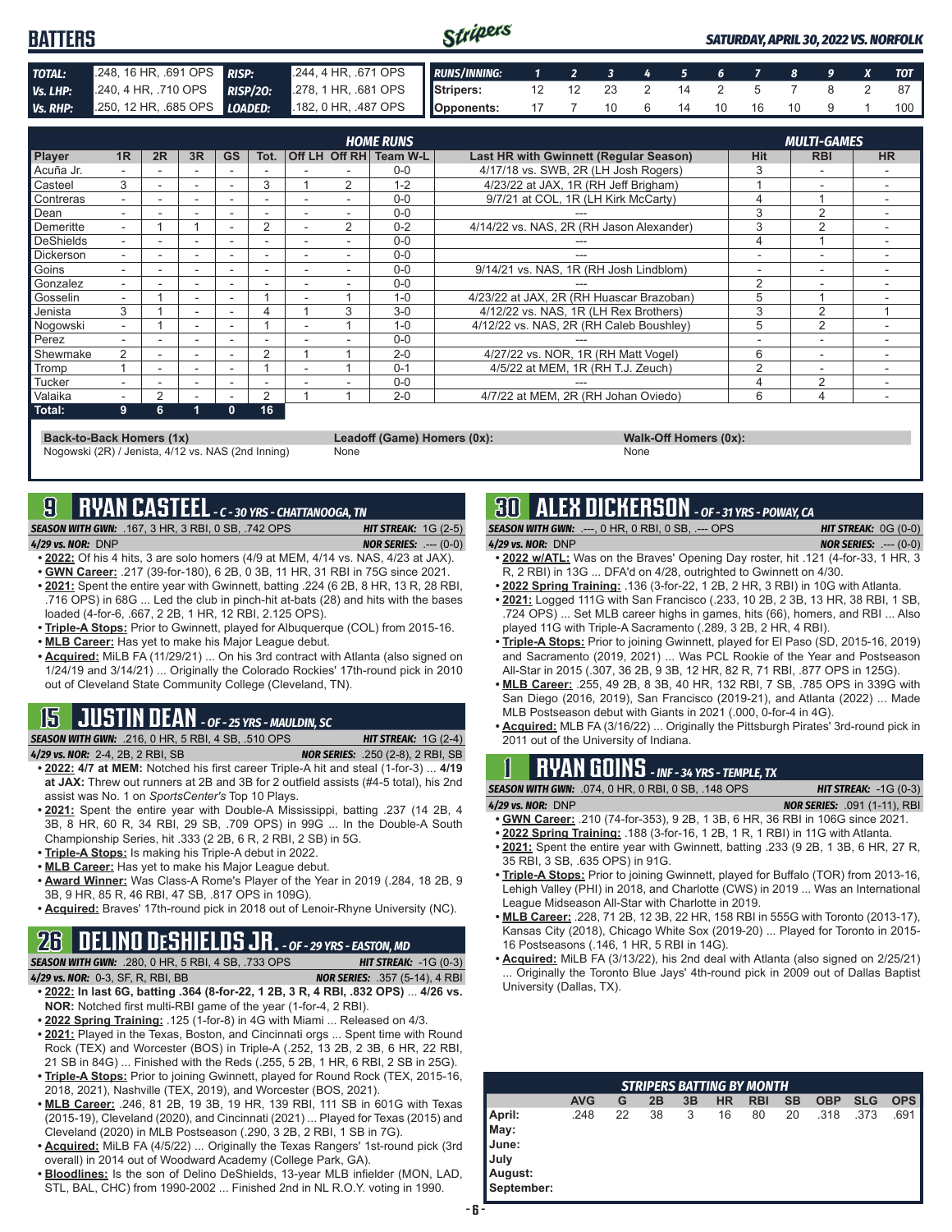## BATTERS

*SATURDAY, APRIL 30, 2022 VS. NORFOLK*

| | | | |
|---|---|---|---|
| **TOTAL:** | .248, 16 HR, .691 OPS | **RISP:** | .244, 4 HR, .671 OPS |
| **Vs. LHP:** | .240, 4 HR, .710 OPS | **RISP/2O:** | .278, 1 HR, .681 OPS |
| **Vs. RHP:** | .250, 12 HR, .685 OPS | **LOADED:** | .182, 0 HR, .487 OPS |

| RUNS/INNING: | 1 | 2 | 3 | 4 | 5 | 6 | 7 | 8 | 9 | X | TOT |
|---|---|---|---|---|---|---|---|---|---|---|---|
| Stripers: | 12 | 12 | 23 | 2 | 14 | 2 | 5 | 7 | 8 | 2 | 87 |
| Opponents: | 17 | 7 | 10 | 6 | 14 | 10 | 16 | 10 | 9 | 1 | 100 |

| Player | 1R | 2R | 3R | GS | Tot. | Off LH | Off RH | Team W-L | Last HR with Gwinnett (Regular Season) | Hit | RBI | HR |
|---|---|---|---|---|---|---|---|---|---|---|---|---|
| | | | | | HOME RUNS | | | | | MULTI-GAMES | | |
| Acuña Jr. | - | - | - | - | - | - | - | 0-0 | 4/17/18 vs. SWB, 2R (LH Josh Rogers) | 3 | - | - |
| Casteel | 3 | - | - | - | 3 | 1 | 2 | 1-2 | 4/23/22 at JAX, 1R (RH Jeff Brigham) | 1 | - | - |
| Contreras | - | - | - | - | - | - | - | 0-0 | 9/7/21 at COL, 1R (LH Kirk McCarty) | 4 | 1 | - |
| Dean | - | - | - | - | - | - | - | 0-0 | --- | 3 | 2 | - |
| Demeritte | - | 1 | 1 | - | 2 | - | 2 | 0-2 | 4/14/22 vs. NAS, 2R (RH Jason Alexander) | 3 | 2 | - |
| DeShields | - | - | - | - | - | - | - | 0-0 | --- | 4 | 1 | - |
| Dickerson | - | - | - | - | - | - | - | 0-0 | --- | - | - | - |
| Goins | - | - | - | - | - | - | - | 0-0 | 9/14/21 vs. NAS, 1R (RH Josh Lindblom) | - | - | - |
| Gonzalez | - | - | - | - | - | - | - | 0-0 | --- | 2 | - | - |
| Gosselin | - | 1 | - | - | 1 | - | 1 | 1-0 | 4/23/22 at JAX, 2R (RH Huascar Brazoban) | 5 | 1 | - |
| Jenista | 3 | 1 | - | - | 4 | 1 | 3 | 3-0 | 4/12/22 vs. NAS, 1R (LH Rex Brothers) | 3 | 2 | 1 |
| Nogowski | - | 1 | - | - | 1 | - | 1 | 1-0 | 4/12/22 vs. NAS, 2R (RH Caleb Boushley) | 5 | 2 | - |
| Perez | - | - | - | - | - | - | - | 0-0 | --- | - | - | - |
| Shewmake | 2 | - | - | - | 2 | 1 | 1 | 2-0 | 4/27/22 vs. NOR, 1R (RH Matt Vogel) | 6 | - | - |
| Tromp | 1 | - | - | - | 1 | - | 1 | 0-1 | 4/5/22 at MEM, 1R (RH T.J. Zeuch) | 2 | - | - |
| Tucker | - | - | - | - | - | - | - | 0-0 | --- | 4 | 2 | - |
| Valaika | - | 2 | - | - | 2 | 1 | 1 | 2-0 | 4/7/22 at MEM, 2R (RH Johan Oviedo) | 6 | 4 | - |
| **Total:** | **9** | **6** | **1** | **0** | **16** | | | | | | | |

**Back-to-Back Homers (1x)**
Nogowski (2R) / Jenista, 4/12 vs. NAS (2nd Inning)

**Leadoff (Game) Homers (0x):**
None

**Walk-Off Homers (0x):**
None

## 9 RYAN CASTEEL - C - 30 YRS - CHATTANOOGA, TN

*SEASON WITH GWN:* .167, 3 HR, 3 RBI, 0 SB, .742 OPS — *HIT STREAK:* 1G (2-5)
*4/29 vs. NOR:* DNP — *NOR SERIES:* .--- (0-0)

- **2022:** Of his 4 hits, 3 are solo homers (4/9 at MEM, 4/14 vs. NAS, 4/23 at JAX).
- **GWN Career:** .217 (39-for-180), 6 2B, 0 3B, 11 HR, 31 RBI in 75G since 2021.
- **2021:** Spent the entire year with Gwinnett, batting .224 (6 2B, 8 HR, 13 R, 28 RBI, .716 OPS) in 68G ... Led the club in pinch-hit at-bats (28) and hits with the bases loaded (4-for-6, .667, 2 2B, 1 HR, 12 RBI, 2.125 OPS).
- **Triple-A Stops:** Prior to Gwinnett, played for Albuquerque (COL) from 2015-16.
- **MLB Career:** Has yet to make his Major League debut.
- **Acquired:** MiLB FA (11/29/21) ... On his 3rd contract with Atlanta (also signed on 1/24/19 and 3/14/21) ... Originally the Colorado Rockies' 17th-round pick in 2010 out of Cleveland State Community College (Cleveland, TN).

## 15 JUSTIN DEAN - OF - 25 YRS - MAULDIN, SC

*SEASON WITH GWN:* .216, 0 HR, 5 RBI, 4 SB, .510 OPS — *HIT STREAK:* 1G (2-4)
*4/29 vs. NOR:* 2-4, 2B, 2 RBI, SB — *NOR SERIES:* .250 (2-8), 2 RBI, SB

- **2022:** **4/7 at MEM:** Notched his first career Triple-A hit and steal (1-for-3) ... **4/19 at JAX:** Threw out runners at 2B and 3B for 2 outfield assists (#4-5 total), his 2nd assist was No. 1 on *SportsCenter's* Top 10 Plays.
- **2021:** Spent the entire year with Double-A Mississippi, batting .237 (14 2B, 4 3B, 8 HR, 60 R, 34 RBI, 29 SB, .709 OPS) in 99G ... In the Double-A South Championship Series, hit .333 (2 2B, 6 R, 2 RBI, 2 SB) in 5G.
- **Triple-A Stops:** Is making his Triple-A debut in 2022.
- **MLB Career:** Has yet to make his Major League debut.
- **Award Winner:** Was Class-A Rome's Player of the Year in 2019 (.284, 18 2B, 9 3B, 9 HR, 85 R, 46 RBI, 47 SB, .817 OPS in 109G).
- **Acquired:** Braves' 17th-round pick in 2018 out of Lenoir-Rhyne University (NC).

## 26 DELINO DeSHIELDS JR. - OF - 29 YRS - EASTON, MD

*SEASON WITH GWN:* .280, 0 HR, 5 RBI, 4 SB, .733 OPS — *HIT STREAK:* -1G (0-3)
*4/29 vs. NOR:* 0-3, SF, R, RBI, BB — *NOR SERIES:* .357 (5-14), 4 RBI

- **2022: In last 6G, batting .364 (8-for-22, 1 2B, 3 R, 4 RBI, .832 OPS)** ... **4/26 vs. NOR:** Notched first multi-RBI game of the year (1-for-4, 2 RBI).
- **2022 Spring Training:** .125 (1-for-8) in 4G with Miami ... Released on 4/3.
- **2021:** Played in the Texas, Boston, and Cincinnati orgs ... Spent time with Round Rock (TEX) and Worcester (BOS) in Triple-A (.252, 13 2B, 2 3B, 6 HR, 22 RBI, 21 SB in 84G) ... Finished with the Reds (.255, 5 2B, 1 HR, 6 RBI, 2 SB in 25G).
- **Triple-A Stops:** Prior to joining Gwinnett, played for Round Rock (TEX, 2015-16, 2018, 2021), Nashville (TEX, 2019), and Worcester (BOS, 2021).
- **MLB Career:** .246, 81 2B, 19 3B, 19 HR, 139 RBI, 111 SB in 601G with Texas (2015-19), Cleveland (2020), and Cincinnati (2021) ... Played for Texas (2015) and Cleveland (2020) in MLB Postseason (.290, 3 2B, 2 RBI, 1 SB in 7G).
- **Acquired:** MiLB FA (4/5/22) ... Originally the Texas Rangers' 1st-round pick (3rd overall) in 2014 out of Woodward Academy (College Park, GA).
- **Bloodlines:** Is the son of Delino DeShields, 13-year MLB infielder (MON, LAD, STL, BAL, CHC) from 1990-2002 ... Finished 2nd in NL R.O.Y. voting in 1990.

## 30 ALEX DICKERSON - OF - 31 YRS - POWAY, CA

*SEASON WITH GWN:* .---, 0 HR, 0 RBI, 0 SB, .--- OPS — *HIT STREAK:* 0G (0-0)
*4/29 vs. NOR:* DNP — *NOR SERIES:* .--- (0-0)

- **2022 w/ATL:** Was on the Braves' Opening Day roster, hit .121 (4-for-33, 1 HR, 3 R, 2 RBI) in 13G ... DFA'd on 4/28, outrighted to Gwinnett on 4/30.
- **2022 Spring Training:** .136 (3-for-22, 1 2B, 2 HR, 3 RBI) in 10G with Atlanta.
- **2021:** Logged 111G with San Francisco (.233, 10 2B, 2 3B, 13 HR, 38 RBI, 1 SB, .724 OPS) ... Set MLB career highs in games, hits (66), homers, and RBI ... Also played 11G with Triple-A Sacramento (.289, 3 2B, 2 HR, 4 RBI).
- **Triple-A Stops:** Prior to joining Gwinnett, played for El Paso (SD, 2015-16, 2019) and Sacramento (2019, 2021) ... Was PCL Rookie of the Year and Postseason All-Star in 2015 (.307, 36 2B, 9 3B, 12 HR, 82 R, 71 RBI, .877 OPS in 125G).
- **MLB Career:** .255, 49 2B, 8 3B, 40 HR, 132 RBI, 7 SB, .785 OPS in 339G with San Diego (2016, 2019), San Francisco (2019-21), and Atlanta (2022) ... Made MLB Postseason debut with Giants in 2021 (.000, 0-for-4 in 4G).
- **Acquired:** MLB FA (3/16/22) ... Originally the Pittsburgh Pirates' 3rd-round pick in 2011 out of the University of Indiana.

## 1 RYAN GOINS - INF - 34 YRS - TEMPLE, TX

*SEASON WITH GWN:* .074, 0 HR, 0 RBI, 0 SB, .148 OPS — *HIT STREAK:* -1G (0-3)
*4/29 vs. NOR:* DNP — *NOR SERIES:* .091 (1-11), RBI

- **GWN Career:** .210 (74-for-353), 9 2B, 1 3B, 6 HR, 36 RBI in 106G since 2021.
- **2022 Spring Training:** .188 (3-for-16, 1 2B, 1 R, 1 RBI) in 11G with Atlanta.
- **2021:** Spent the entire year with Gwinnett, batting .233 (9 2B, 1 3B, 6 HR, 27 R, 35 RBI, 3 SB, .635 OPS) in 91G.
- **Triple-A Stops:** Prior to joining Gwinnett, played for Buffalo (TOR) from 2013-16, Lehigh Valley (PHI) in 2018, and Charlotte (CWS) in 2019 ... Was an International League Midseason All-Star with Charlotte in 2019.
- **MLB Career:** .228, 71 2B, 12 3B, 22 HR, 158 RBI in 555G with Toronto (2013-17), Kansas City (2018), Chicago White Sox (2019-20) ... Played for Toronto in 2015-16 Postseasons (.146, 1 HR, 5 RBI in 14G).
- **Acquired:** MiLB FA (3/13/22), his 2nd deal with Atlanta (also signed on 2/25/21) ... Originally the Toronto Blue Jays' 4th-round pick in 2009 out of Dallas Baptist University (Dallas, TX).

**STRIPERS BATTING BY MONTH**

| | AVG | G | 2B | 3B | HR | RBI | SB | OBP | SLG | OPS |
|---|---|---|---|---|---|---|---|---|---|---|
| April: | .248 | 22 | 38 | 3 | 16 | 80 | 20 | .318 | .373 | .691 |
| May: | | | | | | | | | | |
| June: | | | | | | | | | | |
| July | | | | | | | | | | |
| August: | | | | | | | | | | |
| September: | | | | | | | | | | |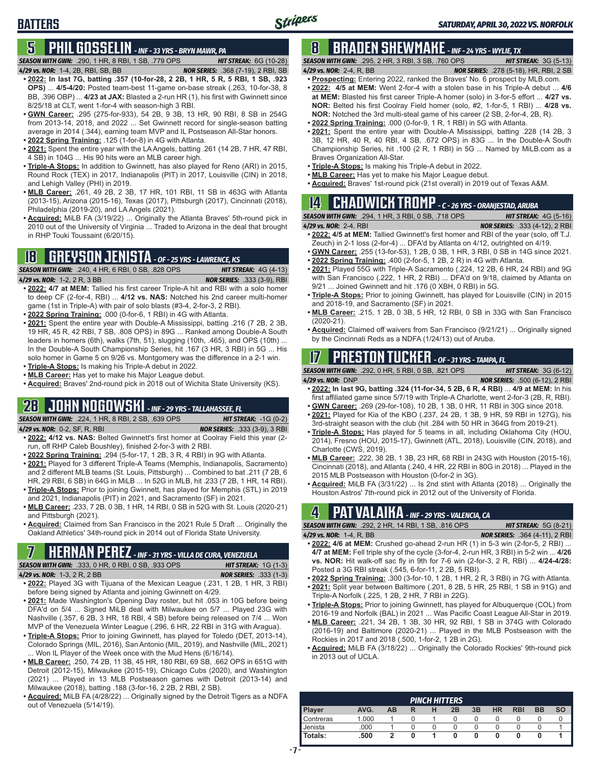# BATTERS

SATURDAY, APRIL 30, 2022 VS. NORFOLK

## 5 PHIL GOSSELIN - INF - 33 YRS - BRYN MAWR, PA

**SEASON WITH GWN:** .290, 1 HR, 8 RBI, 1 SB, .779 OPS — **HIT STREAK:** 6G (10-28)
**4/29 vs. NOR:** 1-4, 2B, RBI, SB, BB — **NOR SERIES:** .368 (7-19), 2 RBI, SB

- **2022: In last 7G, batting .357 (10-for-28, 2 2B, 1 HR, 5 R, 5 RBI, 1 SB, .923 OPS)** ... **4/5-4/20:** Posted team-best 11-game on-base streak (.263, 10-for-38, 8 BB, .396 OBP) ... **4/23 at JAX:** Blasted a 2-run HR (1), his first with Gwinnett since 8/25/18 at CLT, went 1-for-4 with season-high 3 RBI.
- **GWN Career:** .295 (275-for-933), 54 2B, 9 3B, 13 HR, 90 RBI, 8 SB in 254G from 2013-14, 2018, and 2022 ... Set Gwinnett record for single-season batting average in 2014 (.344), earning team MVP and IL Postseason All-Star honors.
- **2022 Spring Training:** .125 (1-for-8) in 4G with Atlanta.
- **2021:** Spent the entire year with the LA Angels, batting .261 (14 2B, 7 HR, 47 RBI, 4 SB) in 104G ... His 90 hits were an MLB career high.
- **Triple-A Stops:** In addition to Gwinnett, has also played for Reno (ARI) in 2015, Round Rock (TEX) in 2017, Indianapolis (PIT) in 2017, Louisville (CIN) in 2018, and Lehigh Valley (PHI) in 2019.
- **MLB Career:** .261, 49 2B, 2 3B, 17 HR, 101 RBI, 11 SB in 463G with Atlanta (2013-15), Arizona (2015-16), Texas (2017), Pittsburgh (2017), Cincinnati (2018), Philadelphia (2019-20), and LA Angels (2021).
- **Acquired:** MiLB FA (3/19/22) ... Originally the Atlanta Braves' 5th-round pick in 2010 out of the University of Virginia ... Traded to Arizona in the deal that brought in RHP Touki Toussaint (6/20/15).

## 18 GREYSON JENISTA - OF - 25 YRS - LAWRENCE, KS

**SEASON WITH GWN:** .240, 4 HR, 6 RBI, 0 SB, .828 OPS — **HIT STREAK:** 4G (4-13)
**4/29 vs. NOR:** 1-2, 2 R, 3 BB — **NOR SERIES:** .333 (3-9), RBI

- **2022: 4/7 at MEM:** Tallied his first career Triple-A hit and RBI with a solo homer to deep CF (2-for-4, RBI) ... **4/12 vs. NAS:** Notched his 2nd career multi-homer game (1st in Triple-A) with pair of solo blasts (#3-4, 2-for-3, 2 RBI).
- **2022 Spring Training:** .000 (0-for-6, 1 RBI) in 4G with Atlanta.
- **2021:** Spent the entire year with Double-A Mississippi, batting .216 (7 2B, 2 3B, 19 HR, 45 R, 42 RBI, 7 SB, .808 OPS) in 89G ... Ranked among Double-A South leaders in homers (6th), walks (7th, 51), slugging (10th, .465), and OPS (10th) ... In the Double-A South Championship Series, hit .167 (3 HR, 3 RBI) in 5G ... His solo homer in Game 5 on 9/26 vs. Montgomery was the difference in a 2-1 win.
- **Triple-A Stops:** Is making his Triple-A debut in 2022.
- **MLB Career:** Has yet to make his Major League debut.
- **Acquired:** Braves' 2nd-round pick in 2018 out of Wichita State University (KS).

## 28 JOHN NOGOWSKI - INF - 29 YRS - TALLAHASSEE, FL

**SEASON WITH GWN:** .224, 1 HR, 8 RBI, 2 SB, .639 OPS — **HIT STREAK:** -1G (0-2)
**4/29 vs. NOR:** 0-2, SF, R, RBI — **NOR SERIES:** .333 (3-9), 3 RBI

- **2022: 4/12 vs. NAS:** Belted Gwinnett's first homer at Coolray Field this year (2-run, off RHP Caleb Boushley), finished 2-for-3 with 2 RBI.
- **2022 Spring Training:** .294 (5-for-17, 1 2B, 3 R, 4 RBI) in 9G with Atlanta.
- **2021:** Played for 3 different Triple-A Teams (Memphis, Indianapolis, Sacramento) and 2 different MLB teams (St. Louis, Pittsburgh) ... Combined to bat .211 (7 2B, 6 HR, 29 RBI, 6 SB) in 64G in MiLB ... In 52G in MLB, hit .233 (7 2B, 1 HR, 14 RBI).
- **Triple-A Stops:** Prior to joining Gwinnett, has played for Memphis (STL) in 2019 and 2021, Indianapolis (PIT) in 2021, and Sacramento (SF) in 2021.
- **MLB Career:** .233, 7 2B, 0 3B, 1 HR, 14 RBI, 0 SB in 52G with St. Louis (2020-21) and Pittsburgh (2021).
- **Acquired:** Claimed from San Francisco in the 2021 Rule 5 Draft ... Originally the Oakland Athletics' 34th-round pick in 2014 out of Florida State University.

## 7 HERNAN PEREZ - INF - 31 YRS - VILLA DE CURA, VENEZUELA

**SEASON WITH GWN:** .333, 0 HR, 0 RBI, 0 SB, .933 OPS — **HIT STREAK:** 1G (1-3)
**4/29 vs. NOR:** 1-3, 2 R, 2 BB — **NOR SERIES:** .333 (1-3)

- **2022:** Played 3G with Tijuana of the Mexican League (.231, 1 2B, 1 HR, 3 RBI) before being signed by Atlanta and joining Gwinnett on 4/29.
- **2021:** Made Washington's Opening Day roster, but hit .053 in 10G before being DFA'd on 5/4 ... Signed MiLB deal with Milwaukee on 5/7 ... Played 23G with Nashville (.357, 6 2B, 3 HR, 18 RBI, 4 SB) before being released on 7/4 ... Won MVP of the Venezuela Winter League (.296, 6 HR, 22 RBI in 31G with Aragua).
- **Triple-A Stops:** Prior to joining Gwinnett, has played for Toledo (DET, 2013-14), Colorado Springs (MIL, 2016), San Antonio (MIL, 2019), and Nashville (MIL, 2021) ... Won IL Player of the Week once with the Mud Hens (6/16/14).
- **MLB Career:** .250, 74 2B, 11 3B, 45 HR, 180 RBI, 69 SB, .662 OPS in 651G with Detroit (2012-15), Milwaukee (2015-19), Chicago Cubs (2020), and Washington (2021) ... Played in 13 MLB Postseason games with Detroit (2013-14) and Milwaukee (2018), batting .188 (3-for-16, 2 2B, 2 RBI, 2 SB).
- **Acquired:** MiLB FA (4/28/22) ... Originally signed by the Detroit Tigers as a NDFA out of Venezuela (5/14/19).

## 8 BRADEN SHEWMAKE - INF - 24 YRS - WYLIE, TX

**SEASON WITH GWN:** .295, 2 HR, 3 RBI, 3 SB, .760 OPS — **HIT STREAK:** 3G (5-13)
**4/29 vs. NOR:** 2-4, R, BB — **NOR SERIES:** .278 (5-18), HR, RBI, 2 SB

- **Prospecting:** Entering 2022, ranked the Braves' No. 6 prospect by MLB.com.
- **2022: 4/5 at MEM:** Went 2-for-4 with a stolen base in his Triple-A debut ... **4/6 at MEM:** Blasted his first career Triple-A homer (solo) in 3-for-5 effort ... **4/27 vs. NOR:** Belted his first Coolray Field homer (solo, #2, 1-for-5, 1 RBI) ... **4/28 vs. NOR:** Notched the 3rd multi-steal game of his career (2 SB, 2-for-4, 2B, R).
- **2022 Spring Training:** .000 (0-for-9, 1 R, 1 RBI) in 5G with Atlanta.
- **2021:** Spent the entire year with Double-A Mississippi, batting .228 (14 2B, 3 3B, 12 HR, 40 R, 40 RBI, 4 SB, .672 OPS) in 83G ... In the Double-A South Championship Series, hit .100 (2 R, 1 RBI) in 5G ... Named by MiLB.com as a Braves Organization All-Star.
- **Triple-A Stops:** Is making his Triple-A debut in 2022.
- **MLB Career:** Has yet to make his Major League debut.
- **Acquired:** Braves' 1st-round pick (21st overall) in 2019 out of Texas A&M.

## 14 CHADWICK TROMP - C - 26 YRS - ORANJESTAD, ARUBA

**SEASON WITH GWN:** .294, 1 HR, 3 RBI, 0 SB, .718 OPS — **HIT STREAK:** 4G (5-16)
**4/29 vs. NOR:** 2-4, RBI — **NOR SERIES:** .333 (4-12), 2 RBI

- **2022: 4/5 at MEM:** Tallied Gwinnett's first homer and RBI of the year (solo, off T.J. Zeuch) in 2-1 loss (2-for-4) ... DFA'd by Atlanta on 4/12, outrighted on 4/19.
- **GWN Career:** .255 (13-for-53), 1 2B, 0 3B, 1 HR, 3 RBI, 0 SB in 14G since 2021.
- **2022 Spring Training:** .400 (2-for-5, 1 2B, 2 R) in 4G with Atlanta.
- **2021:** Played 55G with Triple-A Sacramento (.224, 12 2B, 6 HR, 24 RBI) and 9G with San Francisco (.222, 1 HR, 2 RBI) ... DFA'd on 9/18, claimed by Atlanta on 9/21 ... Joined Gwinnett and hit .176 (0 XBH, 0 RBI) in 5G.
- **Triple-A Stops:** Prior to joining Gwinnett, has played for Louisville (CIN) in 2015 and 2018-19, and Sacramento (SF) in 2021.
- **MLB Career:** .215, 1 2B, 0 3B, 5 HR, 12 RBI, 0 SB in 33G with San Francisco (2020-21).
- **Acquired:** Claimed off waivers from San Francisco (9/21/21) ... Originally signed by the Cincinnati Reds as a NDFA (1/24/13) out of Aruba.

## 17 PRESTON TUCKER - OF - 31 YRS - TAMPA, FL

**SEASON WITH GWN:** .292, 0 HR, 5 RBI, 0 SB, .821 OPS — **HIT STREAK:** 3G (6-12)
**4/29 vs. NOR:** DNP — **NOR SERIES:** .500 (6-12), 2 RBI

- **2022: In last 9G, batting .324 (11-for-34, 5 2B, 6 R, 4 RBI)** ... **4/9 at MEM:** In his first affiliated game since 5/7/19 with Triple-A Charlotte, went 2-for-3 (2B, R, RBI).
- **GWN Career:** .269 (29-for-108), 10 2B, 1 3B, 0 HR, 11 RBI in 30G since 2018.
- **2021:** Played for Kia of the KBO (.237, 24 2B, 1 3B, 9 HR, 59 RBI in 127G), his 3rd-straight season with the club (hit .284 with 50 HR in 364G from 2019-21).
- **Triple-A Stops:** Has played for 5 teams in all, including Oklahoma City (HOU, 2014), Fresno (HOU, 2015-17), Gwinnett (ATL, 2018), Louisville (CIN, 2018), and Charlotte (CWS, 2019).
- **MLB Career:** .222, 38 2B, 1 3B, 23 HR, 68 RBI in 243G with Houston (2015-16), Cincinnati (2018), and Atlanta (.240, 4 HR, 22 RBI in 80G in 2018) ... Played in the 2015 MLB Postseason with Houston (0-for-2 in 3G).
- **Acquired:** MiLB FA (3/31/22) ... Is 2nd stint with Atlanta (2018) ... Originally the Houston Astros' 7th-round pick in 2012 out of the University of Florida.

## 4 PAT VALAIKA - INF - 29 YRS - VALENCIA, CA

**SEASON WITH GWN:** .292, 2 HR, 14 RBI, 1 SB, .816 OPS — **HIT STREAK:** 5G (8-21)
**4/29 vs. NOR:** 1-4, R, BB — **NOR SERIES:** .364 (4-11), 2 RBI

- **2022: 4/6 at MEM:** Crushed go-ahead 2-run HR (1) in 5-3 win (2-for-5, 2 RBI) ... **4/7 at MEM:** Fell triple shy of the cycle (3-for-4, 2-run HR, 3 RBI) in 5-2 win ... **4/26 vs. NOR:** Hit walk-off sac fly in 9th for 7-6 win (2-for-3, 2 R, RBI) ... **4/24-4/28:** Posted a 3G RBI streak (.545, 6-for-11, 2 2B, 5 RBI).
- **2022 Spring Training:** .300 (3-for-10, 1 2B, 1 HR, 2 R, 3 RBI) in 7G with Atlanta.
- **2021:** Split year between Baltimore (.201, 8 2B, 5 HR, 25 RBI, 1 SB in 91G) and Triple-A Norfolk (.225, 1 2B, 2 HR, 7 RBI in 22G).
- **Triple-A Stops:** Prior to joining Gwinnett, has played for Albuquerque (COL) from 2016-19 and Norfolk (BAL) in 2021 ... Was Pacific Coast League All-Star in 2019.
- **MLB Career:** .221, 34 2B, 1 3B, 30 HR, 92 RBI, 1 SB in 374G with Colorado (2016-19) and Baltimore (2020-21) ... Played in the MLB Postseason with the Rockies in 2017 and 2018 (.500, 1-for-2, 1 2B in 2G).
- **Acquired:** MiLB FA (3/18/22) ... Originally the Colorado Rockies' 9th-round pick in 2013 out of UCLA.

### PINCH HITTERS

| Player | AVG. | AB | R | H | 2B | 3B | HR | RBI | BB | SO |
|---|---|---|---|---|---|---|---|---|---|---|
| Contreras | 1.000 | 1 | 0 | 1 | 0 | 0 | 0 | 0 | 0 | 0 |
| Jenista | .000 | 1 | 0 | 0 | 0 | 0 | 0 | 0 | 0 | 1 |
| **Totals:** | **.500** | **2** | **0** | **1** | **0** | **0** | **0** | **0** | **0** | **1** |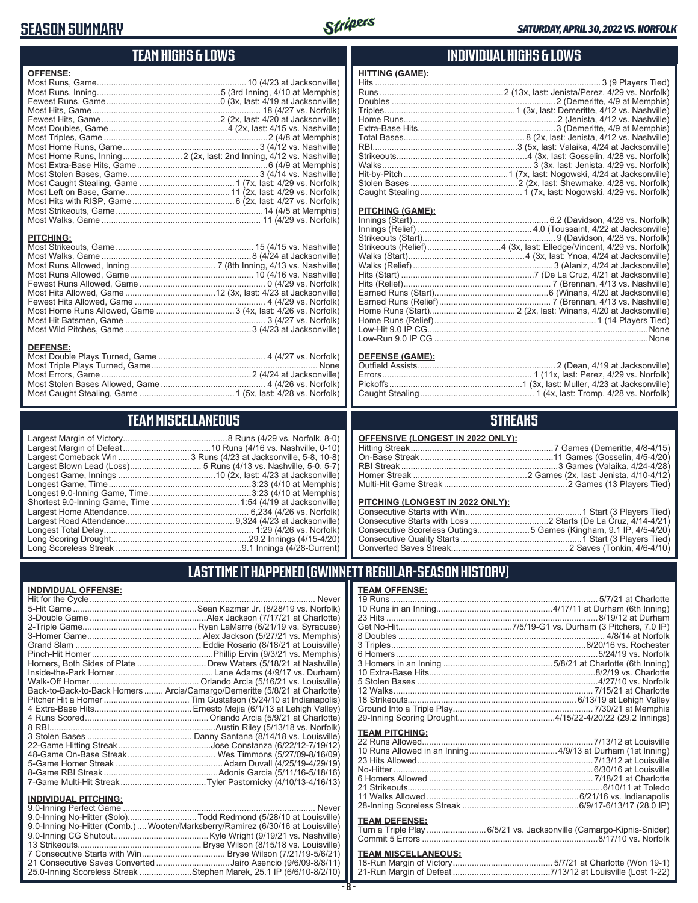# SEASON SUMMARY

SATURDAY, APRIL 30, 2022 VS. NORFOLK

## TEAM HIGHS & LOWS

**OFFENSE:**

| | |
|---|---|
| Most Runs, Game | 10 (4/23 at Jacksonville) |
| Most Runs, Inning | 5 (3rd Inning, 4/10 at Memphis) |
| Fewest Runs, Game | 0 (3x, last: 4/19 at Jacksonville) |
| Most Hits, Game | 18 (4/27 vs. Norfolk) |
| Fewest Hits, Game | 2 (2x, last: 4/20 at Jacksonville) |
| Most Doubles, Game | 4 (2x, last: 4/15 vs. Nashville) |
| Most Triples, Game | 2 (4/8 at Memphis) |
| Most Home Runs, Game | 3 (4/12 vs. Nashville) |
| Most Home Runs, Inning | 2 (2x, last: 2nd Inning, 4/12 vs. Nashville) |
| Most Extra-Base Hits, Game | 6 (4/9 at Memphis) |
| Most Stolen Bases, Game | 3 (4/14 vs. Nashville) |
| Most Caught Stealing, Game | 1 (7x, last: 4/29 vs. Norfolk) |
| Most Left on Base, Game | 11 (2x, last: 4/29 vs. Norfolk) |
| Most Hits with RISP, Game | 6 (2x, last: 4/27 vs. Norfolk) |
| Most Strikeouts, Game | 14 (4/5 at Memphis) |
| Most Walks, Game | 11 (4/29 vs. Norfolk) |

**PITCHING:**

| | |
|---|---|
| Most Strikeouts, Game | 15 (4/15 vs. Nashville) |
| Most Walks, Game | 8 (4/24 at Jacksonville) |
| Most Runs Allowed, Inning | 7 (8th Inning, 4/13 vs. Nashville) |
| Most Runs Allowed, Game | 10 (4/16 vs. Nashville) |
| Fewest Runs Allowed, Game | 0 (4/29 vs. Norfolk) |
| Most Hits Allowed, Game | 12 (3x, last: 4/23 at Jacksonville) |
| Fewest Hits Allowed, Game | 4 (4/29 vs. Norfolk) |
| Most Home Runs Allowed, Game | 3 (4x, last: 4/26 vs. Norfolk) |
| Most Hit Batsmen, Game | 3 (4/27 vs. Norfolk) |
| Most Wild Pitches, Game | 3 (4/23 at Jacksonville) |

**DEFENSE:**

| | |
|---|---|
| Most Double Plays Turned, Game | 4 (4/27 vs. Norfolk) |
| Most Triple Plays Turned, Game | None |
| Most Errors, Game | 2 (4/24 at Jacksonville) |
| Most Stolen Bases Allowed, Game | 4 (4/26 vs. Norfolk) |
| Most Caught Stealing, Game | 1 (5x, last: 4/28 vs. Norfolk) |

## INDIVIDUAL HIGHS & LOWS

**HITTING (GAME):**

| | |
|---|---|
| Hits | 3 (9 Players Tied) |
| Runs | 2 (13x, last: Jenista/Perez, 4/29 vs. Norfolk) |
| Doubles | 2 (Demeritte, 4/9 at Memphis) |
| Triples | 1 (3x, last: Demeritte, 4/12 vs. Nashville) |
| Home Runs | 2 (Jenista, 4/12 vs. Nashville) |
| Extra-Base Hits | 3 (Demeritte, 4/9 at Memphis) |
| Total Bases | 8 (2x, last: Jenista, 4/12 vs. Nashville) |
| RBI | 3 (5x, last: Valaika, 4/24 at Jacksonville) |
| Strikeouts | 4 (3x, last: Gosselin, 4/28 vs. Norfolk) |
| Walks | 3 (3x, last: Jenista, 4/29 vs. Norfolk) |
| Hit-by-Pitch | 1 (7x, last: Nogowski, 4/24 at Jacksonville) |
| Stolen Bases | 2 (2x, last: Shewmake, 4/28 vs. Norfolk) |
| Caught Stealing | 1 (7x, last: Nogowski, 4/29 vs. Norfolk) |

**PITCHING (GAME):**

| | |
|---|---|
| Innings (Start) | 6.2 (Davidson, 4/28 vs. Norfolk) |
| Innings (Relief) | 4.0 (Toussaint, 4/22 at Jacksonville) |
| Strikeouts (Start) | 9 (Davidson, 4/28 vs. Norfolk) |
| Strikeouts (Relief) | 4 (3x, last: Elledge/Vincent, 4/29 vs. Norfolk) |
| Walks (Start) | 4 (3x, last: Ynoa, 4/24 at Jacksonville) |
| Walks (Relief) | 3 (Alaniz, 4/24 at Jacksonville) |
| Hits (Start) | 7 (De La Cruz, 4/21 at Jacksonville) |
| Hits (Relief) | 7 (Brennan, 4/13 vs. Nashville) |
| Earned Runs (Start) | 6 (Winans, 4/20 at Jacksonville) |
| Earned Runs (Relief) | 7 (Brennan, 4/13 vs. Nashville) |
| Home Runs (Start) | 2 (2x, last: Winans, 4/20 at Jacksonville) |
| Home Runs (Relief) | 1 (14 Players Tied) |
| Low-Hit 9.0 IP CG | None |
| Low-Run 9.0 IP CG | None |

**DEFENSE (GAME):**

| | |
|---|---|
| Outfield Assists | 2 (Dean, 4/19 at Jacksonville) |
| Errors | 1 (11x, last: Perez, 4/29 vs. Norfolk) |
| Pickoffs | 1 (3x, last: Muller, 4/23 at Jacksonville) |
| Caught Stealing | 1 (4x, last: Tromp, 4/28 vs. Norfolk) |

## TEAM MISCELLANEOUS

| | |
|---|---|
| Largest Margin of Victory | 8 Runs (4/29 vs. Norfolk, 8-0) |
| Largest Margin of Defeat | 10 Runs (4/16 vs. Nashville, 0-10) |
| Largest Comeback Win | 3 Runs (4/23 at Jacksonville, 5-8, 10-8) |
| Largest Blown Lead (Loss) | 5 Runs (4/13 vs. Nashville, 5-0, 5-7) |
| Longest Game, Innings | 10 (2x, last: 4/23 at Jacksonville) |
| Longest Game, Time | 3:23 (4/10 at Memphis) |
| Longest 9.0-Inning Game, Time | 3:23 (4/10 at Memphis) |
| Shortest 9.0-Inning Game, Time | 1:54 (4/19 at Jacksonville) |
| Largest Home Attendance | 6,234 (4/26 vs. Norfolk) |
| Largest Road Attendance | 9,324 (4/23 at Jacksonville) |
| Longest Total Delay | 1:29 (4/26 vs. Norfolk) |
| Long Scoring Drought | 29.2 Innings (4/15-4/20) |
| Long Scoreless Streak | 9.1 Innings (4/28-Current) |

## STREAKS

**OFFENSIVE (LONGEST IN 2022 ONLY):**

| | |
|---|---|
| Hitting Streak | 7 Games (Demeritte, 4/8-4/15) |
| On-Base Streak | 11 Games (Gosselin, 4/5-4/20) |
| RBI Streak | 3 Games (Valaika, 4/24-4/28) |
| Homer Streak | 2 Games (2x, last: Jenista, 4/10-4/12) |
| Multi-Hit Game Streak | 2 Games (13 Players Tied) |

**PITCHING (LONGEST IN 2022 ONLY):**

| | |
|---|---|
| Consecutive Starts with Win | 1 Start (3 Players Tied) |
| Consecutive Starts with Loss | 2 Starts (De La Cruz, 4/14-4/21) |
| Consecutive Scoreless Outings | 5 Games (Kingham, 9.1 IP, 4/5-4/20) |
| Consecutive Quality Starts | 1 Start (3 Players Tied) |
| Converted Saves Streak | 2 Saves (Tonkin, 4/6-4/10) |

## LAST TIME IT HAPPENED (GWINNETT REGULAR-SEASON HISTORY)

**INDIVIDUAL OFFENSE:**

| | |
|---|---|
| Hit for the Cycle | Never |
| 5-Hit Game | Sean Kazmar Jr. (8/28/19 vs. Norfolk) |
| 3-Double Game | Alex Jackson (7/17/21 at Charlotte) |
| 2-Triple Game | Ryan LaMarre (6/21/19 vs. Syracuse) |
| 3-Homer Game | Alex Jackson (5/27/21 vs. Memphis) |
| Grand Slam | Eddie Rosario (8/18/21 at Louisville) |
| Pinch-Hit Homer | Phillip Ervin (9/3/21 vs. Memphis) |
| Homers, Both Sides of Plate | Drew Waters (5/18/21 at Nashville) |
| Inside-the-Park Homer | Lane Adams (4/9/17 vs. Durham) |
| Walk-Off Homer | Orlando Arcia (5/16/21 vs. Louisville) |
| Back-to-Back-to-Back Homers | Arcia/Camargo/Demeritte (5/8/21 at Charlotte) |
| Pitcher Hit a Homer | Tim Gustafson (5/24/10 at Indianapolis) |
| 4 Extra-Base Hits | Ernesto Mejia (6/1/13 at Lehigh Valley) |
| 4 Runs Scored | Orlando Arcia (5/9/21 at Charlotte) |
| 8 RBI | Austin Riley (5/13/18 vs. Norfolk) |
| 3 Stolen Bases | Danny Santana (8/14/18 vs. Louisville) |
| 22-Game Hitting Streak | Jose Constanza (6/22/12-7/19/12) |
| 48-Game On-Base Streak | Wes Timmons (5/27/09-8/16/09) |
| 5-Game Homer Streak | Adam Duvall (4/25/19-4/29/19) |
| 8-Game RBI Streak | Adonis Garcia (5/11/16-5/18/16) |
| 7-Game Multi-Hit Streak | Tyler Pastornicky (4/10/13-4/16/13) |

**INDIVIDUAL PITCHING:**

| | |
|---|---|
| 9.0-Inning Perfect Game | Never |
| 9.0-Inning No-Hitter (Solo) | Todd Redmond (5/28/10 at Louisville) |
| 9.0-Inning No-Hitter (Comb.) | Wooten/Marksberry/Ramirez (6/30/16 at Louisville) |
| 9.0-Inning CG Shutout | Kyle Wright (9/19/21 vs. Nashville) |
| 13 Strikeouts | Bryse Wilson (8/15/18 vs. Louisville) |
| 7 Consecutive Starts with Win | Bryse Wilson (7/21/19-5/6/21) |
| 21 Consecutive Saves Converted | Jairo Asencio (9/6/09-8/8/11) |
| 25.0-Inning Scoreless Streak | Stephen Marek, 25.1 IP (6/6/10-8/2/10) |

**TEAM OFFENSE:**

| | |
|---|---|
| 19 Runs | 5/7/21 at Charlotte |
| 10 Runs in an Inning | 4/17/11 at Durham (6th Inning) |
| 23 Hits | 8/19/12 at Durham |
| Get No-Hit | 7/5/19-G1 vs. Durham (3 Pitchers, 7.0 IP) |
| 8 Doubles | 4/8/14 at Norfolk |
| 3 Triples | 8/20/16 vs. Rochester |
| 6 Homers | 5/24/19 vs. Norfolk |
| 3 Homers in an Inning | 5/8/21 at Charlotte (6th Inning) |
| 10 Extra-Base Hits | 8/2/19 vs. Charlotte |
| 5 Stolen Bases | 4/27/10 vs. Norfolk |
| 12 Walks | 7/15/21 at Charlotte |
| 18 Strikeouts | 6/13/19 at Lehigh Valley |
| Ground Into a Triple Play | 7/30/21 at Memphis |
| 29-Inning Scoring Drought | 4/15/22-4/20/22 (29.2 Innings) |

**TEAM PITCHING:**

| | |
|---|---|
| 22 Runs Allowed | 7/13/12 at Louisville |
| 10 Runs Allowed in an Inning | 4/9/13 at Durham (1st Inning) |
| 23 Hits Allowed | 7/13/12 at Louisville |
| No-Hitter | 6/30/16 at Louisville |
| 6 Homers Allowed | 7/18/21 at Charlotte |
| 21 Strikeouts | 6/10/11 at Toledo |
| 11 Walks Allowed | 6/21/16 vs. Indianapolis |
| 28-Inning Scoreless Streak | 6/9/17-6/13/17 (28.0 IP) |

**TEAM DEFENSE:**

| | |
|---|---|
| Turn a Triple Play | 6/5/21 vs. Jacksonville (Camargo-Kipnis-Snider) |
| Commit 5 Errors | 8/17/10 vs. Norfolk |

**TEAM MISCELLANEOUS:**

| | |
|---|---|
| 18-Run Margin of Victory | 5/7/21 at Charlotte (Won 19-1) |
| 21-Run Margin of Defeat | 7/13/12 at Louisville (Lost 1-22) |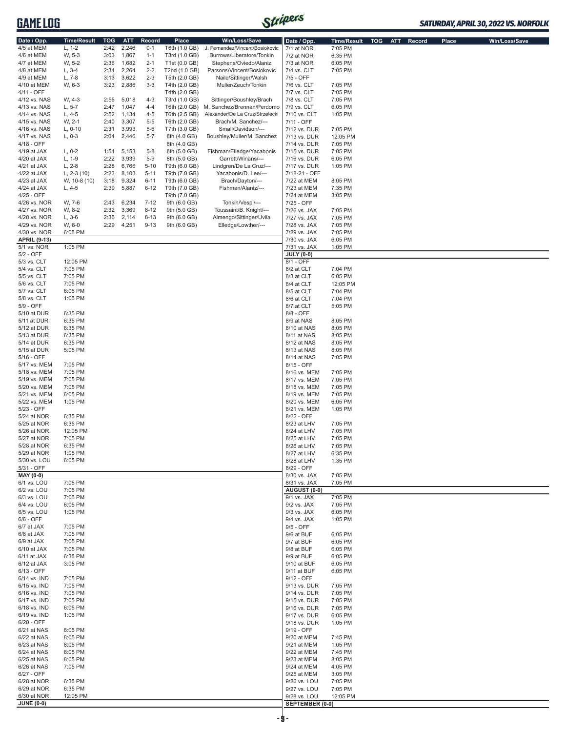# GAME LOG

*SATURDAY, APRIL 30, 2022 VS. NORFOLK*

| Date / Opp. | Time/Result | TOG | ATT | Record | Place | Win/Loss/Save |
|---|---|---|---|---|---|---|
| 4/5 at MEM | L, 1-2 | 2:42 | 2,246 | 0-1 | T6th (1.0 GB) | J. Fernandez/Vincent/Bosiokovic |
| 4/6 at MEM | W, 5-3 | 3:03 | 1,867 | 1-1 | T3rd (1.0 GB) | Burrows/Liberatore/Tonkin |
| 4/7 at MEM | W, 5-2 | 2:36 | 1,682 | 2-1 | T1st (0.0 GB) | Stephens/Oviedo/Alaniz |
| 4/8 at MEM | L, 3-4 | 2:34 | 2,264 | 2-2 | T2nd (1.0 GB) | Parsons/Vincent/Bosiokovic |
| 4/9 at MEM | L, 7-8 | 3:13 | 3,622 | 2-3 | T5th (2.0 GB) | Naile/Sittinger/Walsh |
| 4/10 at MEM | W, 6-3 | 3:23 | 2,886 | 3-3 | T4th (2.0 GB) | Muller/Zeuch/Tonkin |
| 4/11 - OFF | | | | | T4th (2.0 GB) | |
| 4/12 vs. NAS | W, 4-3 | 2:55 | 5,018 | 4-3 | T3rd (1.0 GB) | Sittinger/Boushley/Brach |
| 4/13 vs. NAS | L, 5-7 | 2:47 | 1,047 | 4-4 | T6th (2.0 GB) | M. Sanchez/Brennan/Perdomo |
| 4/14 vs. NAS | L, 4-5 | 2:52 | 1,134 | 4-5 | T6th (2.5 GB) | Alexander/De La Cruz/Strzelecki |
| 4/15 vs. NAS | W, 2-1 | 2:40 | 3,307 | 5-5 | T6th (2.0 GB) | Brach/M. Sanchez/--- |
| 4/16 vs. NAS | L, 0-10 | 2:31 | 3,993 | 5-6 | T7th (3.0 GB) | Small/Davidson/--- |
| 4/17 vs. NAS | L, 0-3 | 2:04 | 2,446 | 5-7 | 8th (4.0 GB) | Boushley/Muller/M. Sanchez |
| 4/18 - OFF | | | | | 8th (4.0 GB) | |
| 4/19 at JAX | L, 0-2 | 1:54 | 5,153 | 5-8 | 8th (5.0 GB) | Fishman/Elledge/Yacabonis |
| 4/20 at JAX | L, 1-9 | 2:22 | 3,939 | 5-9 | 8th (5.0 GB) | Garrett/Winans/--- |
| 4/21 at JAX | L, 2-8 | 2:28 | 6,766 | 5-10 | T9th (6.0 GB) | Lindgren/De La Cruz/--- |
| 4/22 at JAX | L, 2-3 (10) | 2:23 | 8,103 | 5-11 | T9th (7.0 GB) | Yacabonis/D. Lee/--- |
| 4/23 at JAX | W, 10-8 (10) | 3:18 | 9,324 | 6-11 | T9th (6.0 GB) | Brach/Dayton/--- |
| 4/24 at JAX | L, 4-5 | 2:39 | 5,887 | 6-12 | T9th (7.0 GB) | Fishman/Alaniz/--- |
| 4/25 - OFF | | | | | T9th (7.0 GB) | |
| 4/26 vs. NOR | W, 7-6 | 2:43 | 6,234 | 7-12 | 9th (6.0 GB) | Tonkin/Vespi/--- |
| 4/27 vs. NOR | W, 8-2 | 2:32 | 3,369 | 8-12 | 9th (5.0 GB) | Toussaint/B. Knight/--- |
| 4/28 vs. NOR | L, 3-6 | 2:36 | 2,114 | 8-13 | 9th (6.0 GB) | Almengo/Sittinger/Uvila |
| 4/29 vs. NOR | W, 8-0 | 2:29 | 4,251 | 9-13 | 9th (6.0 GB) | Elledge/Lowther/--- |
| 4/30 vs. NOR | 6:05 PM | | | | | |
| **APRIL (9-13)** | | | | | | |
| 5/1 vs. NOR | 1:05 PM | | | | | |
| 5/2 - OFF | | | | | | |
| 5/3 vs. CLT | 12:05 PM | | | | | |
| 5/4 vs. CLT | 7:05 PM | | | | | |
| 5/5 vs. CLT | 7:05 PM | | | | | |
| 5/6 vs. CLT | 7:05 PM | | | | | |
| 5/7 vs. CLT | 6:05 PM | | | | | |
| 5/8 vs. CLT | 1:05 PM | | | | | |
| 5/9 - OFF | | | | | | |
| 5/10 at DUR | 6:35 PM | | | | | |
| 5/11 at DUR | 6:35 PM | | | | | |
| 5/12 at DUR | 6:35 PM | | | | | |
| 5/13 at DUR | 6:35 PM | | | | | |
| 5/14 at DUR | 6:35 PM | | | | | |
| 5/15 at DUR | 5:05 PM | | | | | |
| 5/16 - OFF | | | | | | |
| 5/17 vs. MEM | 7:05 PM | | | | | |
| 5/18 vs. MEM | 7:05 PM | | | | | |
| 5/19 vs. MEM | 7:05 PM | | | | | |
| 5/20 vs. MEM | 7:05 PM | | | | | |
| 5/21 vs. MEM | 6:05 PM | | | | | |
| 5/22 vs. MEM | 1:05 PM | | | | | |
| 5/23 - OFF | | | | | | |
| 5/24 at NOR | 6:35 PM | | | | | |
| 5/25 at NOR | 6:35 PM | | | | | |
| 5/26 at NOR | 12:05 PM | | | | | |
| 5/27 at NOR | 7:05 PM | | | | | |
| 5/28 at NOR | 6:35 PM | | | | | |
| 5/29 at NOR | 1:05 PM | | | | | |
| 5/30 vs. LOU | 6:05 PM | | | | | |
| 5/31 - OFF | | | | | | |
| **MAY (0-0)** | | | | | | |
| 6/1 vs. LOU | 7:05 PM | | | | | |
| 6/2 vs. LOU | 7:05 PM | | | | | |
| 6/3 vs. LOU | 7:05 PM | | | | | |
| 6/4 vs. LOU | 6:05 PM | | | | | |
| 6/5 vs. LOU | 1:05 PM | | | | | |
| 6/6 - OFF | | | | | | |
| 6/7 at JAX | 7:05 PM | | | | | |
| 6/8 at JAX | 7:05 PM | | | | | |
| 6/9 at JAX | 7:05 PM | | | | | |
| 6/10 at JAX | 7:05 PM | | | | | |
| 6/11 at JAX | 6:35 PM | | | | | |
| 6/12 at JAX | 3:05 PM | | | | | |
| 6/13 - OFF | | | | | | |
| 6/14 vs. IND | 7:05 PM | | | | | |
| 6/15 vs. IND | 7:05 PM | | | | | |
| 6/16 vs. IND | 7:05 PM | | | | | |
| 6/17 vs. IND | 7:05 PM | | | | | |
| 6/18 vs. IND | 6:05 PM | | | | | |
| 6/19 vs. IND | 1:05 PM | | | | | |
| 6/20 - OFF | | | | | | |
| 6/21 at NAS | 8:05 PM | | | | | |
| 6/22 at NAS | 8:05 PM | | | | | |
| 6/23 at NAS | 8:05 PM | | | | | |
| 6/24 at NAS | 8:05 PM | | | | | |
| 6/25 at NAS | 8:05 PM | | | | | |
| 6/26 at NAS | 7:05 PM | | | | | |
| 6/27 - OFF | | | | | | |
| 6/28 at NOR | 6:35 PM | | | | | |
| 6/29 at NOR | 6:35 PM | | | | | |
| 6/30 at NOR | 12:05 PM | | | | | |
| **JUNE (0-0)** | | | | | | |

| Date / Opp. | Time/Result | TOG | ATT | Record | Place | Win/Loss/Save |
|---|---|---|---|---|---|---|
| 7/1 at NOR | 7:05 PM | | | | | |
| 7/2 at NOR | 6:35 PM | | | | | |
| 7/3 at NOR | 6:05 PM | | | | | |
| 7/4 vs. CLT | 7:05 PM | | | | | |
| 7/5 - OFF | | | | | | |
| 7/6 vs. CLT | 7:05 PM | | | | | |
| 7/7 vs. CLT | 7:05 PM | | | | | |
| 7/8 vs. CLT | 7:05 PM | | | | | |
| 7/9 vs. CLT | 6:05 PM | | | | | |
| 7/10 vs. CLT | 1:05 PM | | | | | |
| 7/11 - OFF | | | | | | |
| 7/12 vs. DUR | 7:05 PM | | | | | |
| 7/13 vs. DUR | 12:05 PM | | | | | |
| 7/14 vs. DUR | 7:05 PM | | | | | |
| 7/15 vs. DUR | 7:05 PM | | | | | |
| 7/16 vs. DUR | 6:05 PM | | | | | |
| 7/17 vs. DUR | 1:05 PM | | | | | |
| 7/18-21 - OFF | | | | | | |
| 7/22 at MEM | 8:05 PM | | | | | |
| 7/23 at MEM | 7:35 PM | | | | | |
| 7/24 at MEM | 3:05 PM | | | | | |
| 7/25 - OFF | | | | | | |
| 7/26 vs. JAX | 7:05 PM | | | | | |
| 7/27 vs. JAX | 7:05 PM | | | | | |
| 7/28 vs. JAX | 7:05 PM | | | | | |
| 7/29 vs. JAX | 7:05 PM | | | | | |
| 7/30 vs. JAX | 6:05 PM | | | | | |
| 7/31 vs. JAX | 1:05 PM | | | | | |
| **JULY (0-0)** | | | | | | |
| 8/1 - OFF | | | | | | |
| 8/2 at CLT | 7:04 PM | | | | | |
| 8/3 at CLT | 6:05 PM | | | | | |
| 8/4 at CLT | 12:05 PM | | | | | |
| 8/5 at CLT | 7:04 PM | | | | | |
| 8/6 at CLT | 7:04 PM | | | | | |
| 8/7 at CLT | 5:05 PM | | | | | |
| 8/8 - OFF | | | | | | |
| 8/9 at NAS | 8:05 PM | | | | | |
| 8/10 at NAS | 8:05 PM | | | | | |
| 8/11 at NAS | 8:05 PM | | | | | |
| 8/12 at NAS | 8:05 PM | | | | | |
| 8/13 at NAS | 8:05 PM | | | | | |
| 8/14 at NAS | 7:05 PM | | | | | |
| 8/15 - OFF | | | | | | |
| 8/16 vs. MEM | 7:05 PM | | | | | |
| 8/17 vs. MEM | 7:05 PM | | | | | |
| 8/18 vs. MEM | 7:05 PM | | | | | |
| 8/19 vs. MEM | 7:05 PM | | | | | |
| 8/20 vs. MEM | 6:05 PM | | | | | |
| 8/21 vs. MEM | 1:05 PM | | | | | |
| 8/22 - OFF | | | | | | |
| 8/23 at LHV | 7:05 PM | | | | | |
| 8/24 at LHV | 7:05 PM | | | | | |
| 8/25 at LHV | 7:05 PM | | | | | |
| 8/26 at LHV | 7:05 PM | | | | | |
| 8/27 at LHV | 6:35 PM | | | | | |
| 8/28 at LHV | 1:35 PM | | | | | |
| 8/29 - OFF | | | | | | |
| 8/30 vs. JAX | 7:05 PM | | | | | |
| 8/31 vs. JAX | 7:05 PM | | | | | |
| **AUGUST (0-0)** | | | | | | |
| 9/1 vs. JAX | 7:05 PM | | | | | |
| 9/2 vs. JAX | 7:05 PM | | | | | |
| 9/3 vs. JAX | 6:05 PM | | | | | |
| 9/4 vs. JAX | 1:05 PM | | | | | |
| 9/5 - OFF | | | | | | |
| 9/6 at BUF | 6:05 PM | | | | | |
| 9/7 at BUF | 6:05 PM | | | | | |
| 9/8 at BUF | 6:05 PM | | | | | |
| 9/9 at BUF | 6:05 PM | | | | | |
| 9/10 at BUF | 6:05 PM | | | | | |
| 9/11 at BUF | 6:05 PM | | | | | |
| 9/12 - OFF | | | | | | |
| 9/13 vs. DUR | 7:05 PM | | | | | |
| 9/14 vs. DUR | 7:05 PM | | | | | |
| 9/15 vs. DUR | 7:05 PM | | | | | |
| 9/16 vs. DUR | 7:05 PM | | | | | |
| 9/17 vs. DUR | 6:05 PM | | | | | |
| 9/18 vs. DUR | 1:05 PM | | | | | |
| 9/19 - OFF | | | | | | |
| 9/20 at MEM | 7:45 PM | | | | | |
| 9/21 at MEM | 1:05 PM | | | | | |
| 9/22 at MEM | 7:45 PM | | | | | |
| 9/23 at MEM | 8:05 PM | | | | | |
| 9/24 at MEM | 4:05 PM | | | | | |
| 9/25 at MEM | 3:05 PM | | | | | |
| 9/26 vs. LOU | 7:05 PM | | | | | |
| 9/27 vs. LOU | 7:05 PM | | | | | |
| 9/28 vs. LOU | 12:05 PM | | | | | |
| **SEPTEMBER (0-0)** | | | | | | |